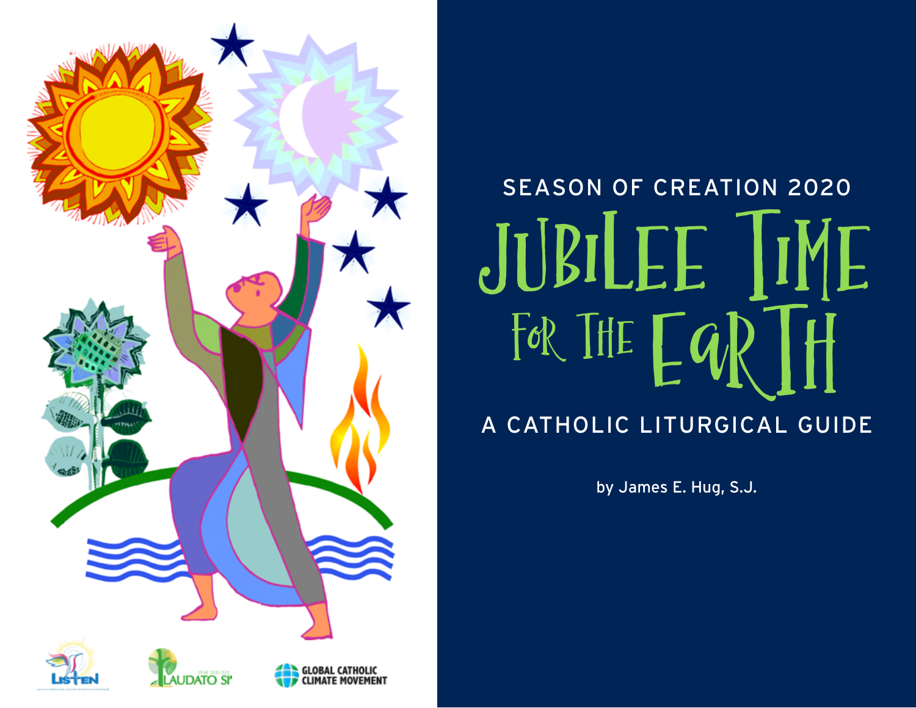SEASON OF CREATION 2020

# JUBILEE TIME FOR THE EARTH

## A CATHOLIC LITURGICAL GUIDE

by James E. Hug, S.J.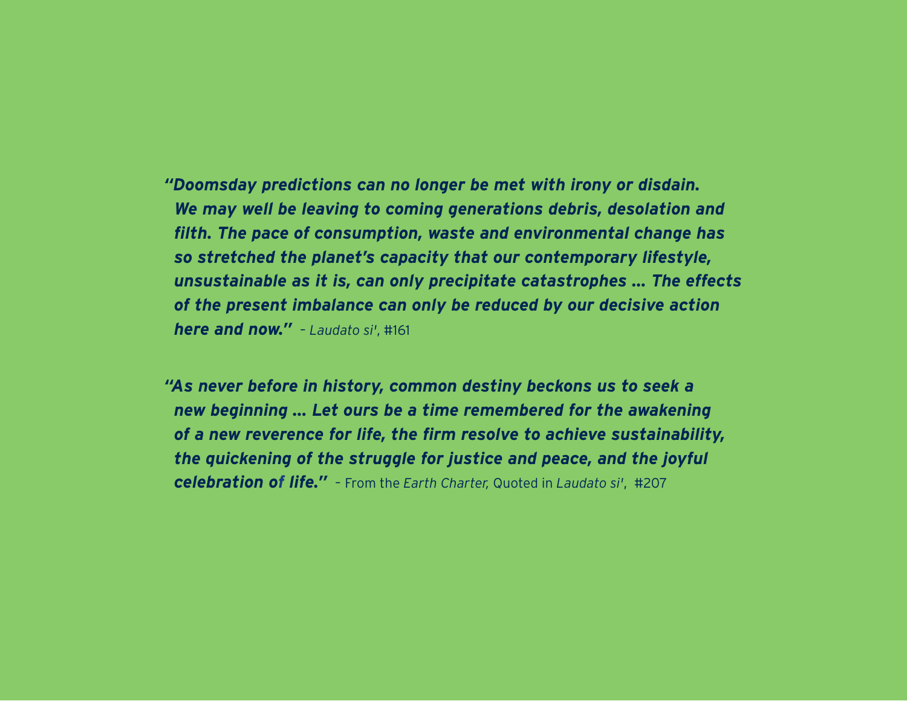***"Doomsday predictions can no longer be met with irony or disdain. We may well be leaving to coming generations debris, desolation and filth. The pace of consumption, waste and environmental change has so stretched the planet's capacity that our contemporary lifestyle, unsustainable as it is, can only precipitate catastrophes … The effects of the present imbalance can only be reduced by our decisive action here and now."*** – *Laudato si'*, #161

***"As never before in history, common destiny beckons us to seek a new beginning … Let ours be a time remembered for the awakening of a new reverence for life, the firm resolve to achieve sustainability, the quickening of the struggle for justice and peace, and the joyful celebration of life."*** – From the *Earth Charter*, Quoted in *Laudato si'*, #207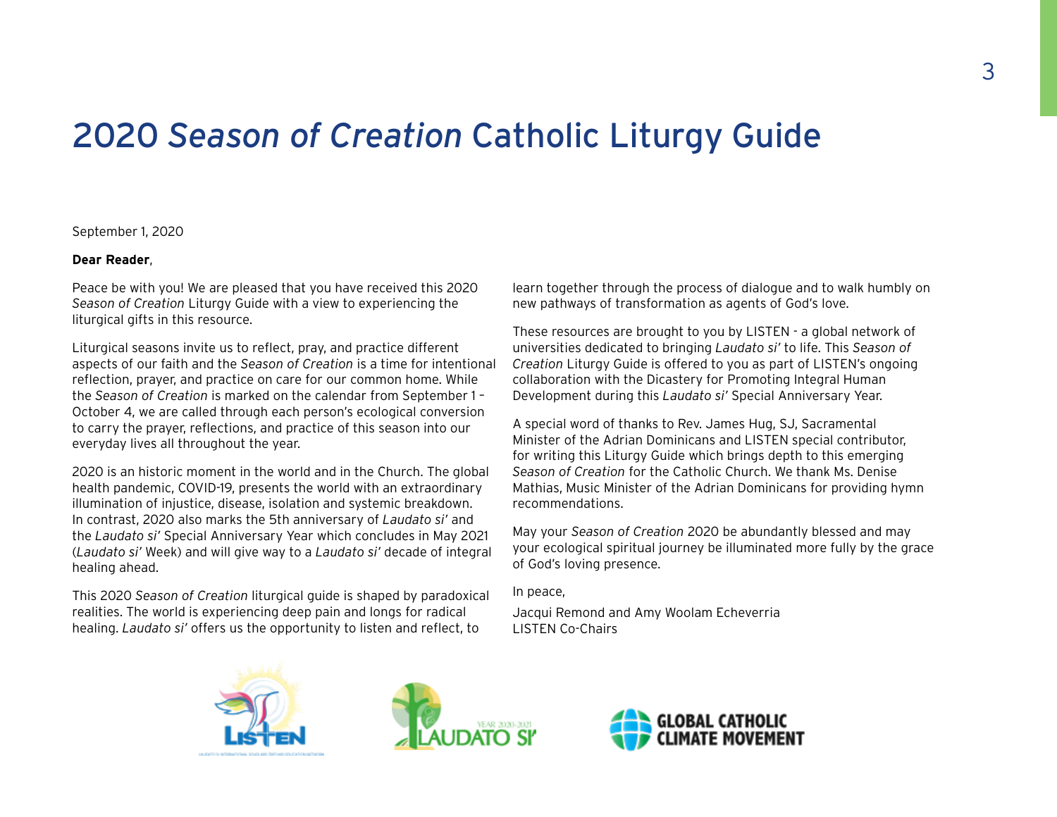# 2020 *Season of Creation* Catholic Liturgy Guide

September 1, 2020

**Dear Reader**,

Peace be with you! We are pleased that you have received this 2020 *Season of Creation* Liturgy Guide with a view to experiencing the liturgical gifts in this resource.

Liturgical seasons invite us to reflect, pray, and practice different aspects of our faith and the *Season of Creation* is a time for intentional reflection, prayer, and practice on care for our common home. While the *Season of Creation* is marked on the calendar from September 1 – October 4, we are called through each person's ecological conversion to carry the prayer, reflections, and practice of this season into our everyday lives all throughout the year.

2020 is an historic moment in the world and in the Church. The global health pandemic, COVID-19, presents the world with an extraordinary illumination of injustice, disease, isolation and systemic breakdown. In contrast, 2020 also marks the 5th anniversary of *Laudato si'* and the *Laudato si'* Special Anniversary Year which concludes in May 2021 (*Laudato si'* Week) and will give way to a *Laudato si'* decade of integral healing ahead.

This 2020 *Season of Creation* liturgical guide is shaped by paradoxical realities. The world is experiencing deep pain and longs for radical healing. *Laudato si'* offers us the opportunity to listen and reflect, to learn together through the process of dialogue and to walk humbly on new pathways of transformation as agents of God's love.

These resources are brought to you by LISTEN - a global network of universities dedicated to bringing *Laudato si'* to life. This *Season of Creation* Liturgy Guide is offered to you as part of LISTEN's ongoing collaboration with the Dicastery for Promoting Integral Human Development during this *Laudato si'* Special Anniversary Year.

A special word of thanks to Rev. James Hug, SJ, Sacramental Minister of the Adrian Dominicans and LISTEN special contributor, for writing this Liturgy Guide which brings depth to this emerging *Season of Creation* for the Catholic Church. We thank Ms. Denise Mathias, Music Minister of the Adrian Dominicans for providing hymn recommendations.

May your *Season of Creation* 2020 be abundantly blessed and may your ecological spiritual journey be illuminated more fully by the grace of God's loving presence.

In peace,

Jacqui Remond and Amy Woolam Echeverria
LISTEN Co-Chairs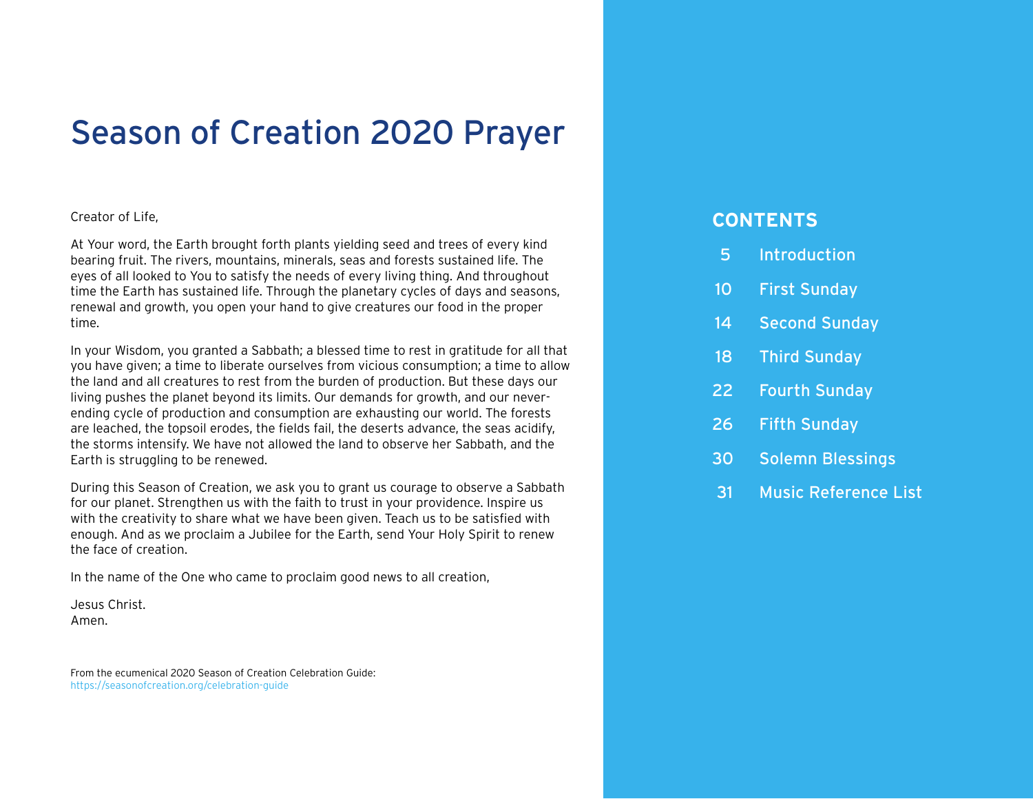# Season of Creation 2020 Prayer

Creator of Life,

At Your word, the Earth brought forth plants yielding seed and trees of every kind bearing fruit. The rivers, mountains, minerals, seas and forests sustained life. The eyes of all looked to You to satisfy the needs of every living thing. And throughout time the Earth has sustained life. Through the planetary cycles of days and seasons, renewal and growth, you open your hand to give creatures our food in the proper time.

In your Wisdom, you granted a Sabbath; a blessed time to rest in gratitude for all that you have given; a time to liberate ourselves from vicious consumption; a time to allow the land and all creatures to rest from the burden of production. But these days our living pushes the planet beyond its limits. Our demands for growth, and our never-ending cycle of production and consumption are exhausting our world. The forests are leached, the topsoil erodes, the fields fail, the deserts advance, the seas acidify, the storms intensify. We have not allowed the land to observe her Sabbath, and the Earth is struggling to be renewed.

During this Season of Creation, we ask you to grant us courage to observe a Sabbath for our planet. Strengthen us with the faith to trust in your providence. Inspire us with the creativity to share what we have been given. Teach us to be satisfied with enough. And as we proclaim a Jubilee for the Earth, send Your Holy Spirit to renew the face of creation.

In the name of the One who came to proclaim good news to all creation,

Jesus Christ.
Amen.

From the ecumenical 2020 Season of Creation Celebration Guide:
https://seasonofcreation.org/celebration-guide

## CONTENTS

- 5 Introduction
- 10 First Sunday
- 14 Second Sunday
- 18 Third Sunday
- 22 Fourth Sunday
- 26 Fifth Sunday
- 30 Solemn Blessings
- 31 Music Reference List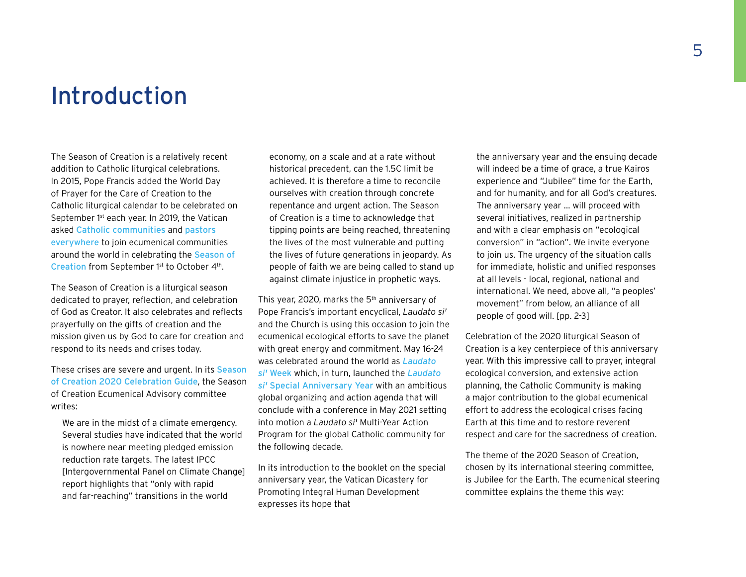# Introduction

The Season of Creation is a relatively recent addition to Catholic liturgical celebrations. In 2015, Pope Francis added the World Day of Prayer for the Care of Creation to the Catholic liturgical calendar to be celebrated on September 1st each year. In 2019, the Vatican asked Catholic communities and pastors everywhere to join ecumenical communities around the world in celebrating the Season of Creation from September 1st to October 4th.

The Season of Creation is a liturgical season dedicated to prayer, reflection, and celebration of God as Creator. It also celebrates and reflects prayerfully on the gifts of creation and the mission given us by God to care for creation and respond to its needs and crises today.

These crises are severe and urgent. In its Season of Creation 2020 Celebration Guide, the Season of Creation Ecumenical Advisory committee writes:

> We are in the midst of a climate emergency. Several studies have indicated that the world is nowhere near meeting pledged emission reduction rate targets. The latest IPCC [Intergovernmental Panel on Climate Change] report highlights that "only with rapid and far-reaching" transitions in the world economy, on a scale and at a rate without historical precedent, can the 1.5C limit be achieved. It is therefore a time to reconcile ourselves with creation through concrete repentance and urgent action. The Season of Creation is a time to acknowledge that tipping points are being reached, threatening the lives of the most vulnerable and putting the lives of future generations in jeopardy. As people of faith we are being called to stand up against climate injustice in prophetic ways.

This year, 2020, marks the 5th anniversary of Pope Francis's important encyclical, *Laudato si'* and the Church is using this occasion to join the ecumenical ecological efforts to save the planet with great energy and commitment. May 16-24 was celebrated around the world as *Laudato si'* Week which, in turn, launched the *Laudato si'* Special Anniversary Year with an ambitious global organizing and action agenda that will conclude with a conference in May 2021 setting into motion a *Laudato si'* Multi-Year Action Program for the global Catholic community for the following decade.

In its introduction to the booklet on the special anniversary year, the Vatican Dicastery for Promoting Integral Human Development expresses its hope that

> the anniversary year and the ensuing decade will indeed be a time of grace, a true Kairos experience and "Jubilee" time for the Earth, and for humanity, and for all God's creatures. The anniversary year ... will proceed with several initiatives, realized in partnership and with a clear emphasis on "ecological conversion" in "action". We invite everyone to join us. The urgency of the situation calls for immediate, holistic and unified responses at all levels - local, regional, national and international. We need, above all, "a peoples' movement" from below, an alliance of all people of good will. [pp. 2-3]

Celebration of the 2020 liturgical Season of Creation is a key centerpiece of this anniversary year. With this impressive call to prayer, integral ecological conversion, and extensive action planning, the Catholic Community is making a major contribution to the global ecumenical effort to address the ecological crises facing Earth at this time and to restore reverent respect and care for the sacredness of creation.

The theme of the 2020 Season of Creation, chosen by its international steering committee, is Jubilee for the Earth. The ecumenical steering committee explains the theme this way: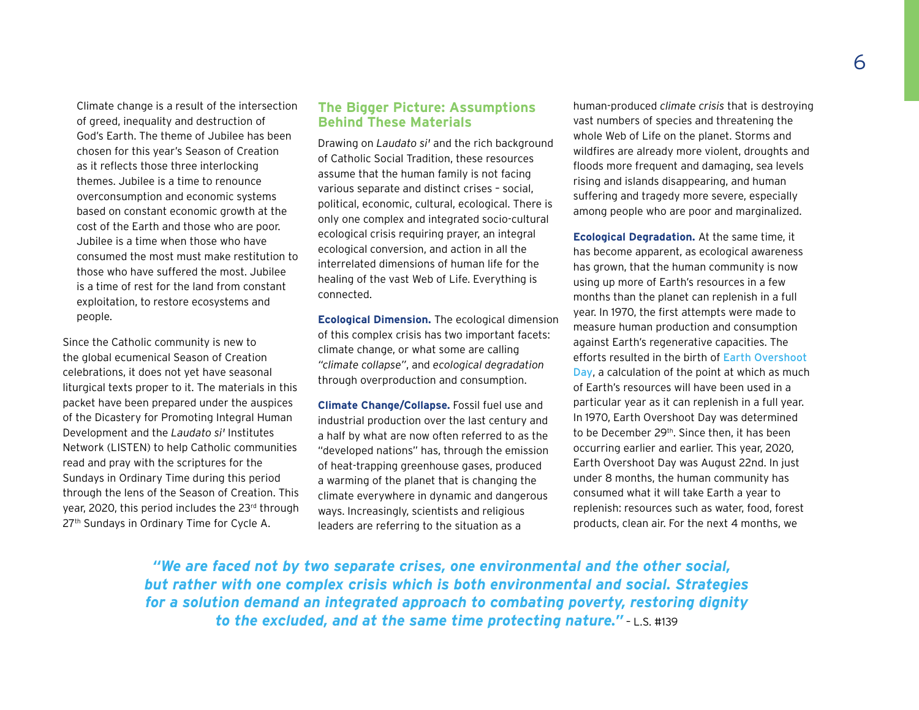Climate change is a result of the intersection of greed, inequality and destruction of God's Earth. The theme of Jubilee has been chosen for this year's Season of Creation as it reflects those three interlocking themes. Jubilee is a time to renounce overconsumption and economic systems based on constant economic growth at the cost of the Earth and those who are poor. Jubilee is a time when those who have consumed the most must make restitution to those who have suffered the most. Jubilee is a time of rest for the land from constant exploitation, to restore ecosystems and people.

Since the Catholic community is new to the global ecumenical Season of Creation celebrations, it does not yet have seasonal liturgical texts proper to it. The materials in this packet have been prepared under the auspices of the Dicastery for Promoting Integral Human Development and the *Laudato si'* Institutes Network (LISTEN) to help Catholic communities read and pray with the scriptures for the Sundays in Ordinary Time during this period through the lens of the Season of Creation. This year, 2020, this period includes the 23rd through 27th Sundays in Ordinary Time for Cycle A.

## The Bigger Picture: Assumptions Behind These Materials

Drawing on *Laudato si'* and the rich background of Catholic Social Tradition, these resources assume that the human family is not facing various separate and distinct crises – social, political, economic, cultural, ecological. There is only one complex and integrated socio-cultural ecological crisis requiring prayer, an integral ecological conversion, and action in all the interrelated dimensions of human life for the healing of the vast Web of Life. Everything is connected.

**Ecological Dimension.** The ecological dimension of this complex crisis has two important facets: climate change, or what some are calling *"climate collapse"*, and *ecological degradation* through overproduction and consumption.

**Climate Change/Collapse.** Fossil fuel use and industrial production over the last century and a half by what are now often referred to as the "developed nations" has, through the emission of heat-trapping greenhouse gases, produced a warming of the planet that is changing the climate everywhere in dynamic and dangerous ways. Increasingly, scientists and religious leaders are referring to the situation as a human-produced *climate crisis* that is destroying vast numbers of species and threatening the whole Web of Life on the planet. Storms and wildfires are already more violent, droughts and floods more frequent and damaging, sea levels rising and islands disappearing, and human suffering and tragedy more severe, especially among people who are poor and marginalized.

**Ecological Degradation.** At the same time, it has become apparent, as ecological awareness has grown, that the human community is now using up more of Earth's resources in a few months than the planet can replenish in a full year. In 1970, the first attempts were made to measure human production and consumption against Earth's regenerative capacities. The efforts resulted in the birth of Earth Overshoot Day, a calculation of the point at which as much of Earth's resources will have been used in a particular year as it can replenish in a full year. In 1970, Earth Overshoot Day was determined to be December 29th. Since then, it has been occurring earlier and earlier. This year, 2020, Earth Overshoot Day was August 22nd. In just under 8 months, the human community has consumed what it will take Earth a year to replenish: resources such as water, food, forest products, clean air. For the next 4 months, we

***"We are faced not by two separate crises, one environmental and the other social, but rather with one complex crisis which is both environmental and social. Strategies for a solution demand an integrated approach to combating poverty, restoring dignity to the excluded, and at the same time protecting nature."*** – L.S. #139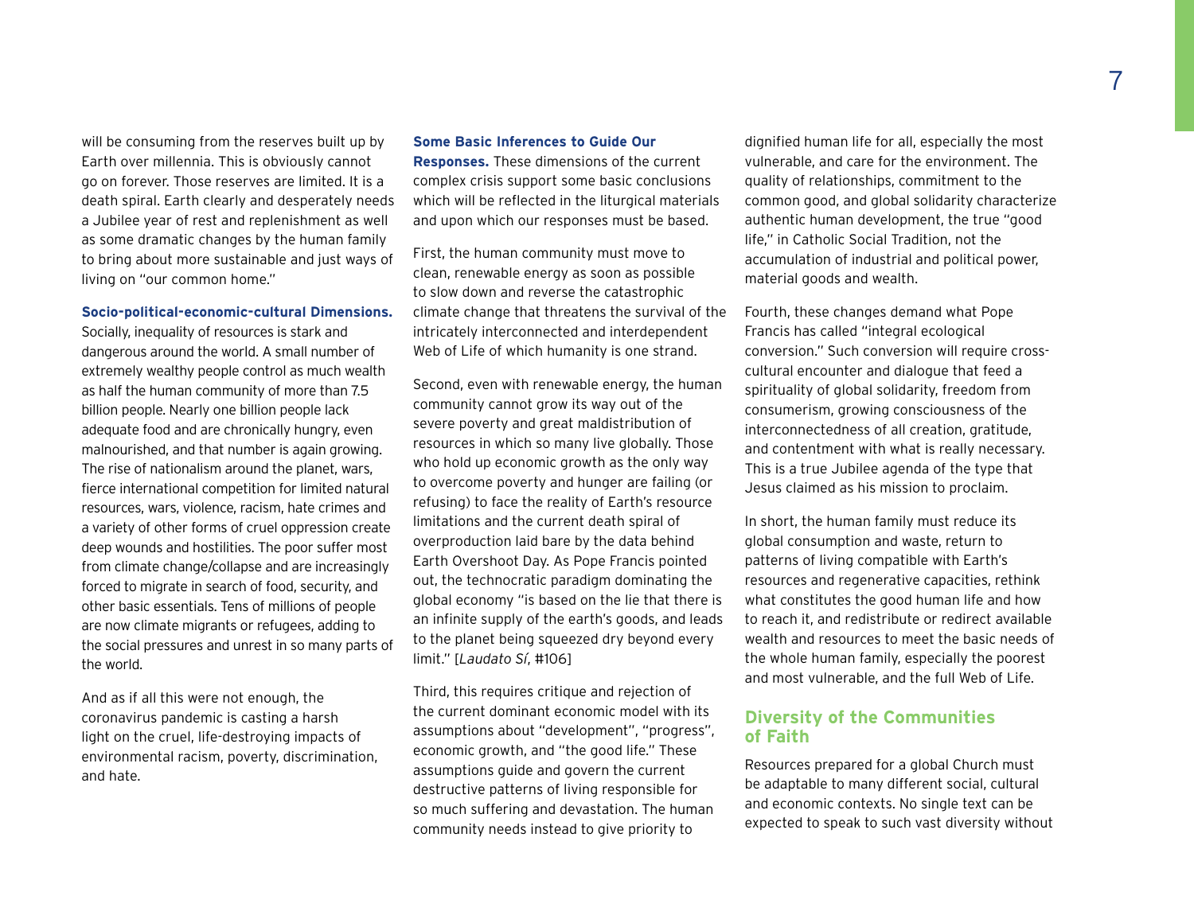will be consuming from the reserves built up by Earth over millennia. This is obviously cannot go on forever. Those reserves are limited. It is a death spiral. Earth clearly and desperately needs a Jubilee year of rest and replenishment as well as some dramatic changes by the human family to bring about more sustainable and just ways of living on "our common home."

**Socio-political-economic-cultural Dimensions.** Socially, inequality of resources is stark and dangerous around the world. A small number of extremely wealthy people control as much wealth as half the human community of more than 7.5 billion people. Nearly one billion people lack adequate food and are chronically hungry, even malnourished, and that number is again growing. The rise of nationalism around the planet, wars, fierce international competition for limited natural resources, wars, violence, racism, hate crimes and a variety of other forms of cruel oppression create deep wounds and hostilities. The poor suffer most from climate change/collapse and are increasingly forced to migrate in search of food, security, and other basic essentials. Tens of millions of people are now climate migrants or refugees, adding to the social pressures and unrest in so many parts of the world.

And as if all this were not enough, the coronavirus pandemic is casting a harsh light on the cruel, life-destroying impacts of environmental racism, poverty, discrimination, and hate.

**Some Basic Inferences to Guide Our Responses.** These dimensions of the current complex crisis support some basic conclusions which will be reflected in the liturgical materials and upon which our responses must be based.

First, the human community must move to clean, renewable energy as soon as possible to slow down and reverse the catastrophic climate change that threatens the survival of the intricately interconnected and interdependent Web of Life of which humanity is one strand.

Second, even with renewable energy, the human community cannot grow its way out of the severe poverty and great maldistribution of resources in which so many live globally. Those who hold up economic growth as the only way to overcome poverty and hunger are failing (or refusing) to face the reality of Earth's resource limitations and the current death spiral of overproduction laid bare by the data behind Earth Overshoot Day. As Pope Francis pointed out, the technocratic paradigm dominating the global economy "is based on the lie that there is an infinite supply of the earth's goods, and leads to the planet being squeezed dry beyond every limit." [*Laudato Sí*, #106]

Third, this requires critique and rejection of the current dominant economic model with its assumptions about "development", "progress", economic growth, and "the good life." These assumptions guide and govern the current destructive patterns of living responsible for so much suffering and devastation. The human community needs instead to give priority to dignified human life for all, especially the most vulnerable, and care for the environment. The quality of relationships, commitment to the common good, and global solidarity characterize authentic human development, the true "good life," in Catholic Social Tradition, not the accumulation of industrial and political power, material goods and wealth.

Fourth, these changes demand what Pope Francis has called "integral ecological conversion." Such conversion will require cross-cultural encounter and dialogue that feed a spirituality of global solidarity, freedom from consumerism, growing consciousness of the interconnectedness of all creation, gratitude, and contentment with what is really necessary. This is a true Jubilee agenda of the type that Jesus claimed as his mission to proclaim.

In short, the human family must reduce its global consumption and waste, return to patterns of living compatible with Earth's resources and regenerative capacities, rethink what constitutes the good human life and how to reach it, and redistribute or redirect available wealth and resources to meet the basic needs of the whole human family, especially the poorest and most vulnerable, and the full Web of Life.

## Diversity of the Communities of Faith

Resources prepared for a global Church must be adaptable to many different social, cultural and economic contexts. No single text can be expected to speak to such vast diversity without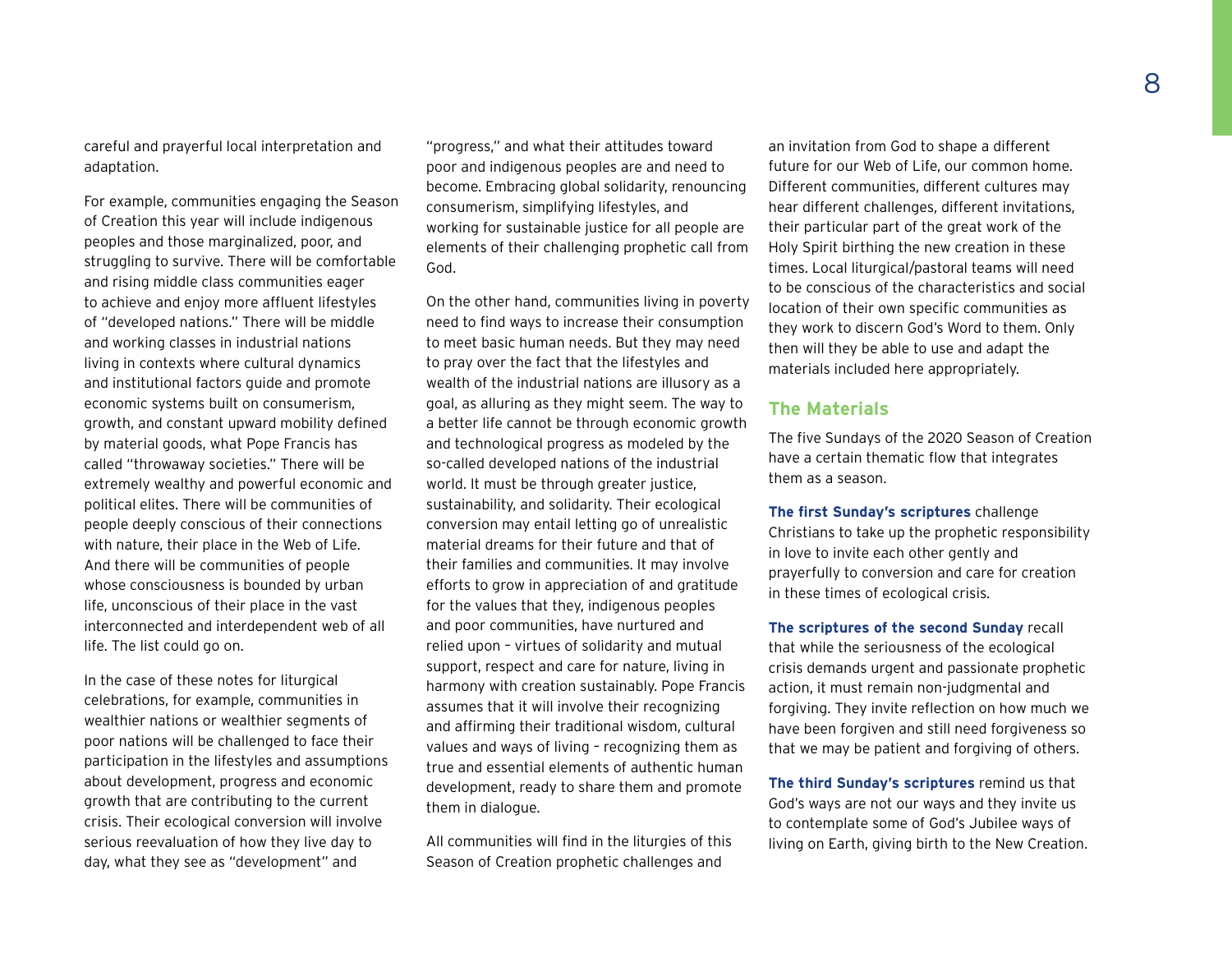careful and prayerful local interpretation and adaptation.

For example, communities engaging the Season of Creation this year will include indigenous peoples and those marginalized, poor, and struggling to survive. There will be comfortable and rising middle class communities eager to achieve and enjoy more affluent lifestyles of "developed nations." There will be middle and working classes in industrial nations living in contexts where cultural dynamics and institutional factors guide and promote economic systems built on consumerism, growth, and constant upward mobility defined by material goods, what Pope Francis has called "throwaway societies." There will be extremely wealthy and powerful economic and political elites. There will be communities of people deeply conscious of their connections with nature, their place in the Web of Life. And there will be communities of people whose consciousness is bounded by urban life, unconscious of their place in the vast interconnected and interdependent web of all life. The list could go on.

In the case of these notes for liturgical celebrations, for example, communities in wealthier nations or wealthier segments of poor nations will be challenged to face their participation in the lifestyles and assumptions about development, progress and economic growth that are contributing to the current crisis. Their ecological conversion will involve serious reevaluation of how they live day to day, what they see as "development" and "progress," and what their attitudes toward poor and indigenous peoples are and need to become. Embracing global solidarity, renouncing consumerism, simplifying lifestyles, and working for sustainable justice for all people are elements of their challenging prophetic call from God.

On the other hand, communities living in poverty need to find ways to increase their consumption to meet basic human needs. But they may need to pray over the fact that the lifestyles and wealth of the industrial nations are illusory as a goal, as alluring as they might seem. The way to a better life cannot be through economic growth and technological progress as modeled by the so-called developed nations of the industrial world. It must be through greater justice, sustainability, and solidarity. Their ecological conversion may entail letting go of unrealistic material dreams for their future and that of their families and communities. It may involve efforts to grow in appreciation of and gratitude for the values that they, indigenous peoples and poor communities, have nurtured and relied upon – virtues of solidarity and mutual support, respect and care for nature, living in harmony with creation sustainably. Pope Francis assumes that it will involve their recognizing and affirming their traditional wisdom, cultural values and ways of living – recognizing them as true and essential elements of authentic human development, ready to share them and promote them in dialogue.

All communities will find in the liturgies of this Season of Creation prophetic challenges and an invitation from God to shape a different future for our Web of Life, our common home. Different communities, different cultures may hear different challenges, different invitations, their particular part of the great work of the Holy Spirit birthing the new creation in these times. Local liturgical/pastoral teams will need to be conscious of the characteristics and social location of their own specific communities as they work to discern God's Word to them. Only then will they be able to use and adapt the materials included here appropriately.

## The Materials

The five Sundays of the 2020 Season of Creation have a certain thematic flow that integrates them as a season.

**The first Sunday's scriptures** challenge Christians to take up the prophetic responsibility in love to invite each other gently and prayerfully to conversion and care for creation in these times of ecological crisis.

**The scriptures of the second Sunday** recall that while the seriousness of the ecological crisis demands urgent and passionate prophetic action, it must remain non-judgmental and forgiving. They invite reflection on how much we have been forgiven and still need forgiveness so that we may be patient and forgiving of others.

**The third Sunday's scriptures** remind us that God's ways are not our ways and they invite us to contemplate some of God's Jubilee ways of living on Earth, giving birth to the New Creation.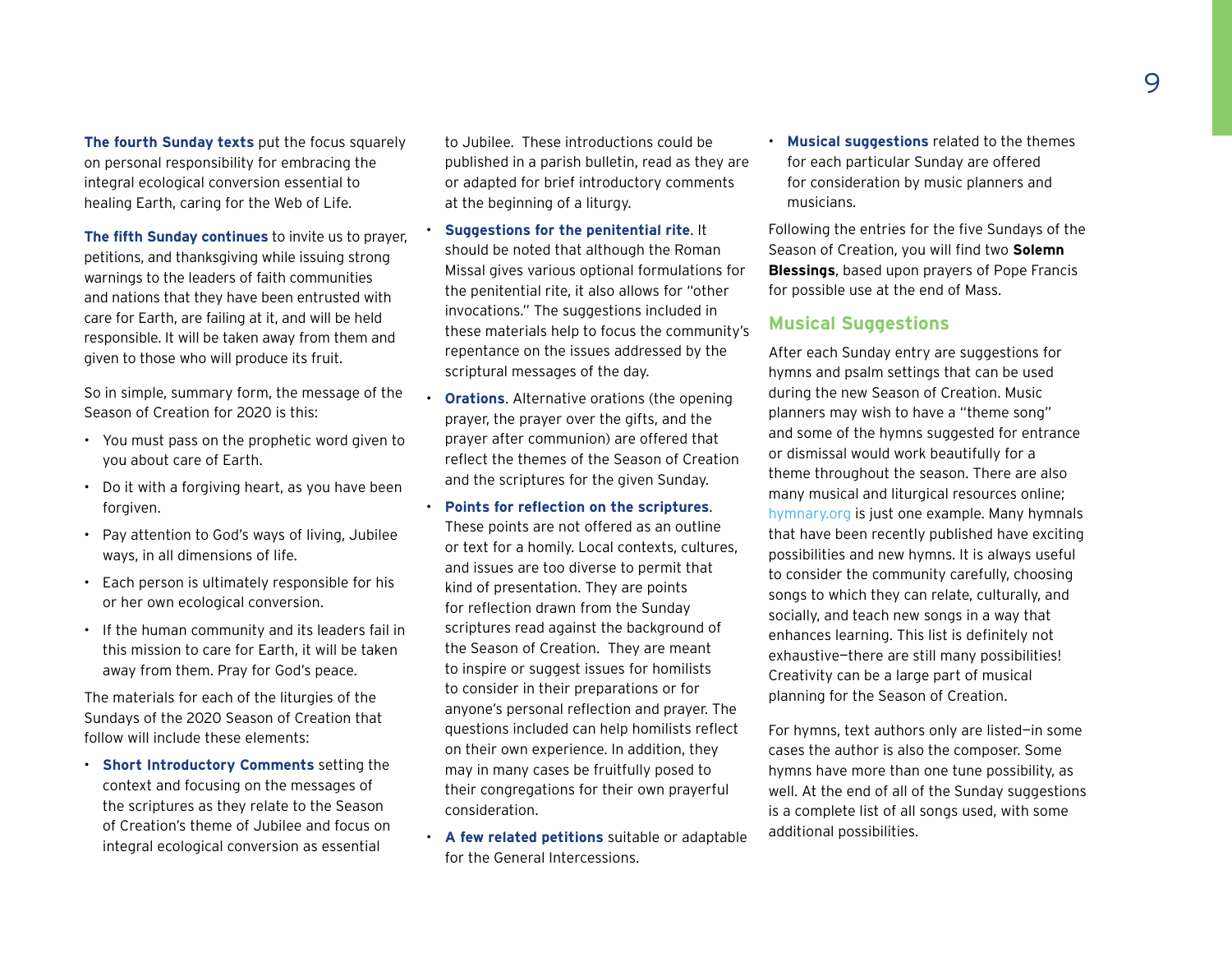**The fourth Sunday texts** put the focus squarely on personal responsibility for embracing the integral ecological conversion essential to healing Earth, caring for the Web of Life.

**The fifth Sunday continues** to invite us to prayer, petitions, and thanksgiving while issuing strong warnings to the leaders of faith communities and nations that they have been entrusted with care for Earth, are failing at it, and will be held responsible. It will be taken away from them and given to those who will produce its fruit.

So in simple, summary form, the message of the Season of Creation for 2020 is this:

- You must pass on the prophetic word given to you about care of Earth.
- Do it with a forgiving heart, as you have been forgiven.
- Pay attention to God's ways of living, Jubilee ways, in all dimensions of life.
- Each person is ultimately responsible for his or her own ecological conversion.
- If the human community and its leaders fail in this mission to care for Earth, it will be taken away from them. Pray for God's peace.

The materials for each of the liturgies of the Sundays of the 2020 Season of Creation that follow will include these elements:

- **Short Introductory Comments** setting the context and focusing on the messages of the scriptures as they relate to the Season of Creation's theme of Jubilee and focus on integral ecological conversion as essential to Jubilee. These introductions could be published in a parish bulletin, read as they are or adapted for brief introductory comments at the beginning of a liturgy.
- **Suggestions for the penitential rite**. It should be noted that although the Roman Missal gives various optional formulations for the penitential rite, it also allows for "other invocations." The suggestions included in these materials help to focus the community's repentance on the issues addressed by the scriptural messages of the day.
- **Orations**. Alternative orations (the opening prayer, the prayer over the gifts, and the prayer after communion) are offered that reflect the themes of the Season of Creation and the scriptures for the given Sunday.
- **Points for reflection on the scriptures**. These points are not offered as an outline or text for a homily. Local contexts, cultures, and issues are too diverse to permit that kind of presentation. They are points for reflection drawn from the Sunday scriptures read against the background of the Season of Creation. They are meant to inspire or suggest issues for homilists to consider in their preparations or for anyone's personal reflection and prayer. The questions included can help homilists reflect on their own experience. In addition, they may in many cases be fruitfully posed to their congregations for their own prayerful consideration.
- **A few related petitions** suitable or adaptable for the General Intercessions.
- **Musical suggestions** related to the themes for each particular Sunday are offered for consideration by music planners and musicians.

Following the entries for the five Sundays of the Season of Creation, you will find two **Solemn Blessings**, based upon prayers of Pope Francis for possible use at the end of Mass.

## Musical Suggestions

After each Sunday entry are suggestions for hymns and psalm settings that can be used during the new Season of Creation. Music planners may wish to have a "theme song" and some of the hymns suggested for entrance or dismissal would work beautifully for a theme throughout the season. There are also many musical and liturgical resources online; hymnary.org is just one example. Many hymnals that have been recently published have exciting possibilities and new hymns. It is always useful to consider the community carefully, choosing songs to which they can relate, culturally, and socially, and teach new songs in a way that enhances learning. This list is definitely not exhaustive—there are still many possibilities! Creativity can be a large part of musical planning for the Season of Creation.

For hymns, text authors only are listed—in some cases the author is also the composer. Some hymns have more than one tune possibility, as well. At the end of all of the Sunday suggestions is a complete list of all songs used, with some additional possibilities.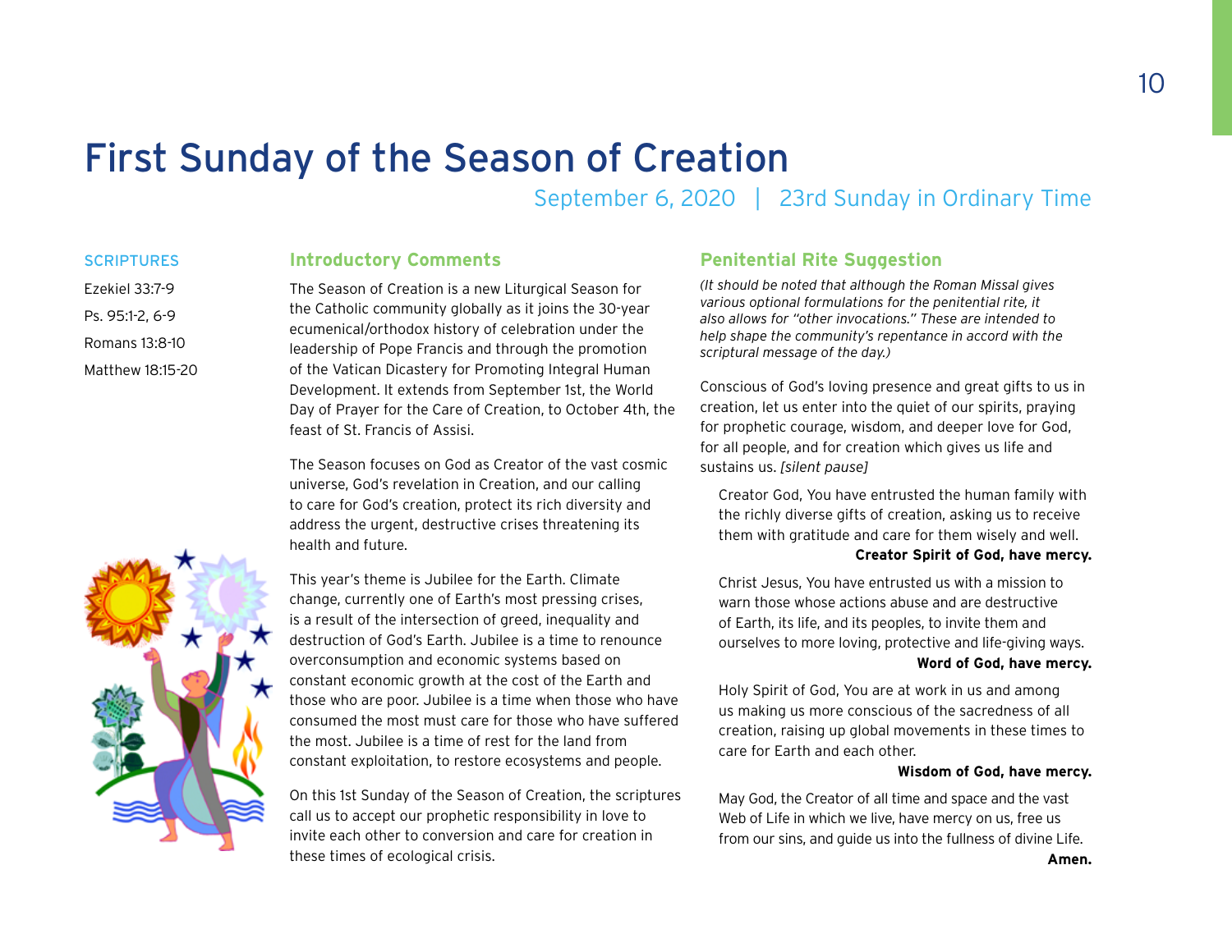# First Sunday of the Season of Creation

September 6, 2020 | 23rd Sunday in Ordinary Time

### SCRIPTURES

Ezekiel 33:7-9

Ps. 95:1-2, 6-9

Romans 13:8-10

Matthew 18:15-20

## Introductory Comments

The Season of Creation is a new Liturgical Season for the Catholic community globally as it joins the 30-year ecumenical/orthodox history of celebration under the leadership of Pope Francis and through the promotion of the Vatican Dicastery for Promoting Integral Human Development. It extends from September 1st, the World Day of Prayer for the Care of Creation, to October 4th, the feast of St. Francis of Assisi.

The Season focuses on God as Creator of the vast cosmic universe, God's revelation in Creation, and our calling to care for God's creation, protect its rich diversity and address the urgent, destructive crises threatening its health and future.

This year's theme is Jubilee for the Earth. Climate change, currently one of Earth's most pressing crises, is a result of the intersection of greed, inequality and destruction of God's Earth. Jubilee is a time to renounce overconsumption and economic systems based on constant economic growth at the cost of the Earth and those who are poor. Jubilee is a time when those who have consumed the most must care for those who have suffered the most. Jubilee is a time of rest for the land from constant exploitation, to restore ecosystems and people.

On this 1st Sunday of the Season of Creation, the scriptures call us to accept our prophetic responsibility in love to invite each other to conversion and care for creation in these times of ecological crisis.

## Penitential Rite Suggestion

*(It should be noted that although the Roman Missal gives various optional formulations for the penitential rite, it also allows for "other invocations." These are intended to help shape the community's repentance in accord with the scriptural message of the day.)*

Conscious of God's loving presence and great gifts to us in creation, let us enter into the quiet of our spirits, praying for prophetic courage, wisdom, and deeper love for God, for all people, and for creation which gives us life and sustains us. *[silent pause]*

Creator God, You have entrusted the human family with the richly diverse gifts of creation, asking us to receive them with gratitude and care for them wisely and well.
**Creator Spirit of God, have mercy.**

Christ Jesus, You have entrusted us with a mission to warn those whose actions abuse and are destructive of Earth, its life, and its peoples, to invite them and ourselves to more loving, protective and life-giving ways.
**Word of God, have mercy.**

Holy Spirit of God, You are at work in us and among us making us more conscious of the sacredness of all creation, raising up global movements in these times to care for Earth and each other.
**Wisdom of God, have mercy.**

May God, the Creator of all time and space and the vast Web of Life in which we live, have mercy on us, free us from our sins, and guide us into the fullness of divine Life.
**Amen.**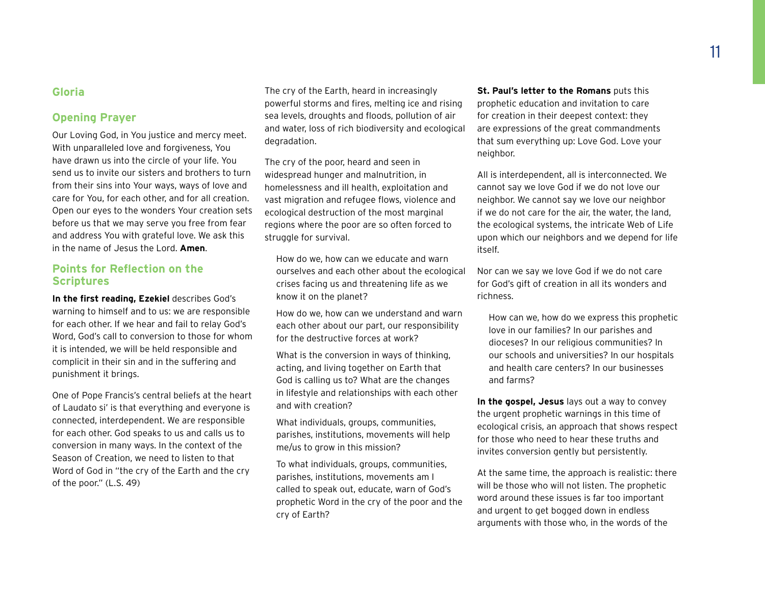## Gloria

## Opening Prayer

Our Loving God, in You justice and mercy meet. With unparalleled love and forgiveness, You have drawn us into the circle of your life. You send us to invite our sisters and brothers to turn from their sins into Your ways, ways of love and care for You, for each other, and for all creation. Open our eyes to the wonders Your creation sets before us that we may serve you free from fear and address You with grateful love. We ask this in the name of Jesus the Lord. **Amen**.

## Points for Reflection on the Scriptures

**In the first reading, Ezekiel** describes God's warning to himself and to us: we are responsible for each other. If we hear and fail to relay God's Word, God's call to conversion to those for whom it is intended, we will be held responsible and complicit in their sin and in the suffering and punishment it brings.

One of Pope Francis's central beliefs at the heart of Laudato si' is that everything and everyone is connected, interdependent. We are responsible for each other. God speaks to us and calls us to conversion in many ways. In the context of the Season of Creation, we need to listen to that Word of God in "the cry of the Earth and the cry of the poor." (L.S. 49)

The cry of the Earth, heard in increasingly powerful storms and fires, melting ice and rising sea levels, droughts and floods, pollution of air and water, loss of rich biodiversity and ecological degradation.

The cry of the poor, heard and seen in widespread hunger and malnutrition, in homelessness and ill health, exploitation and vast migration and refugee flows, violence and ecological destruction of the most marginal regions where the poor are so often forced to struggle for survival.

> How do we, how can we educate and warn ourselves and each other about the ecological crises facing us and threatening life as we know it on the planet?
>
> How do we, how can we understand and warn each other about our part, our responsibility for the destructive forces at work?
>
> What is the conversion in ways of thinking, acting, and living together on Earth that God is calling us to? What are the changes in lifestyle and relationships with each other and with creation?
>
> What individuals, groups, communities, parishes, institutions, movements will help me/us to grow in this mission?
>
> To what individuals, groups, communities, parishes, institutions, movements am I called to speak out, educate, warn of God's prophetic Word in the cry of the poor and the cry of Earth?

**St. Paul's letter to the Romans** puts this prophetic education and invitation to care for creation in their deepest context: they are expressions of the great commandments that sum everything up: Love God. Love your neighbor.

All is interdependent, all is interconnected. We cannot say we love God if we do not love our neighbor. We cannot say we love our neighbor if we do not care for the air, the water, the land, the ecological systems, the intricate Web of Life upon which our neighbors and we depend for life itself.

Nor can we say we love God if we do not care for God's gift of creation in all its wonders and richness.

> How can we, how do we express this prophetic love in our families? In our parishes and dioceses? In our religious communities? In our schools and universities? In our hospitals and health care centers? In our businesses and farms?

**In the gospel, Jesus** lays out a way to convey the urgent prophetic warnings in this time of ecological crisis, an approach that shows respect for those who need to hear these truths and invites conversion gently but persistently.

At the same time, the approach is realistic: there will be those who will not listen. The prophetic word around these issues is far too important and urgent to get bogged down in endless arguments with those who, in the words of the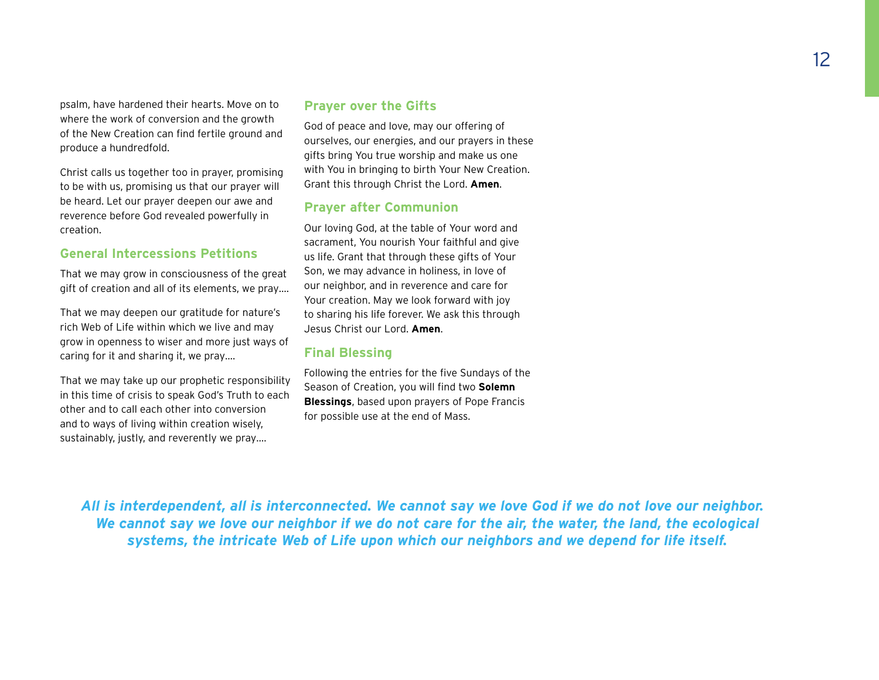psalm, have hardened their hearts. Move on to where the work of conversion and the growth of the New Creation can find fertile ground and produce a hundredfold.

Christ calls us together too in prayer, promising to be with us, promising us that our prayer will be heard. Let our prayer deepen our awe and reverence before God revealed powerfully in creation.

### General Intercessions Petitions

That we may grow in consciousness of the great gift of creation and all of its elements, we pray....

That we may deepen our gratitude for nature's rich Web of Life within which we live and may grow in openness to wiser and more just ways of caring for it and sharing it, we pray....

That we may take up our prophetic responsibility in this time of crisis to speak God's Truth to each other and to call each other into conversion and to ways of living within creation wisely, sustainably, justly, and reverently we pray....

### Prayer over the Gifts

God of peace and love, may our offering of ourselves, our energies, and our prayers in these gifts bring You true worship and make us one with You in bringing to birth Your New Creation. Grant this through Christ the Lord. **Amen**.

### Prayer after Communion

Our loving God, at the table of Your word and sacrament, You nourish Your faithful and give us life. Grant that through these gifts of Your Son, we may advance in holiness, in love of our neighbor, and in reverence and care for Your creation. May we look forward with joy to sharing his life forever. We ask this through Jesus Christ our Lord. **Amen**.

### Final Blessing

Following the entries for the five Sundays of the Season of Creation, you will find two **Solemn Blessings**, based upon prayers of Pope Francis for possible use at the end of Mass.

***All is interdependent, all is interconnected. We cannot say we love God if we do not love our neighbor. We cannot say we love our neighbor if we do not care for the air, the water, the land, the ecological systems, the intricate Web of Life upon which our neighbors and we depend for life itself.***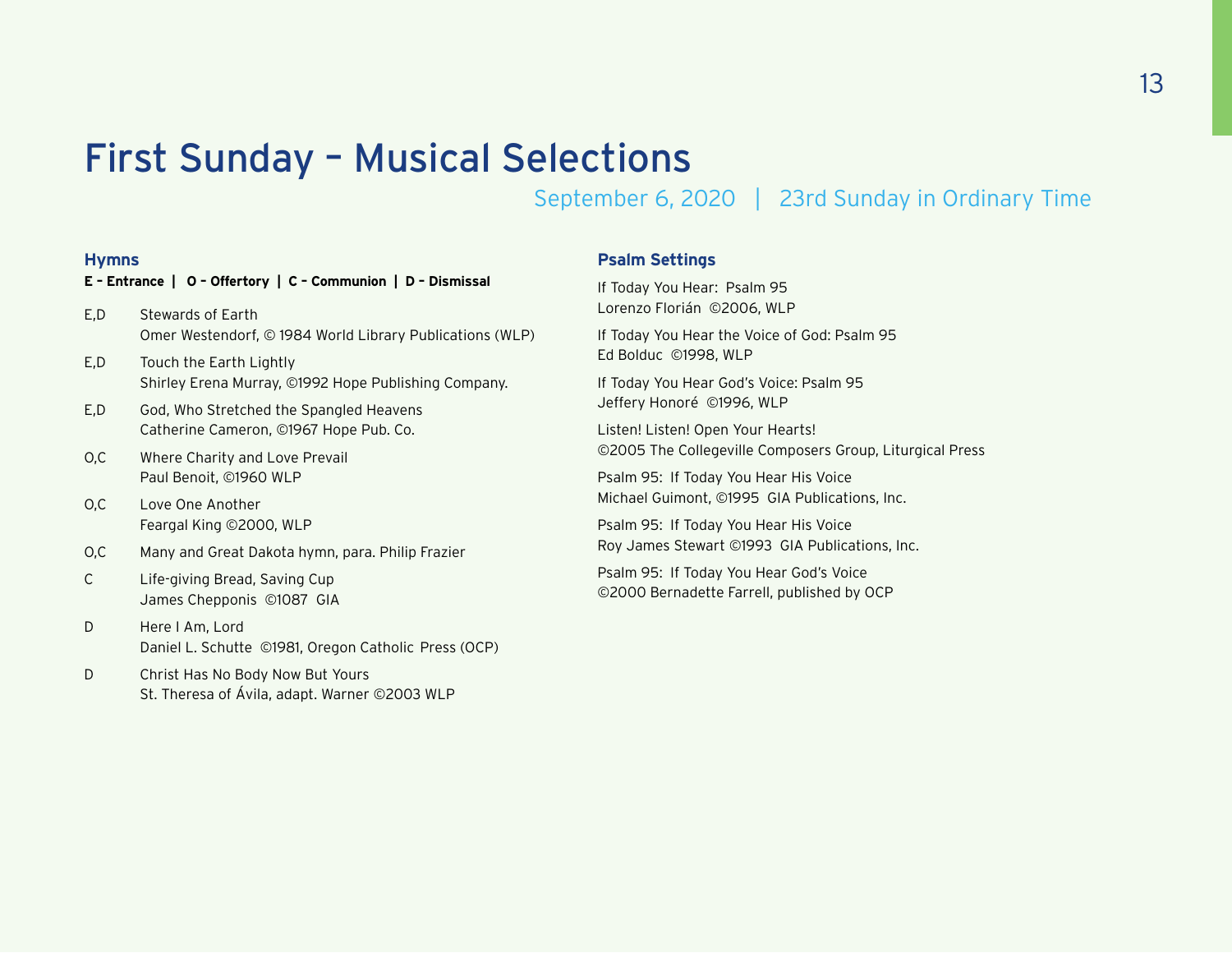# First Sunday – Musical Selections

September 6, 2020 | 23rd Sunday in Ordinary Time

### Hymns

**E – Entrance | O – Offertory | C – Communion | D – Dismissal**

E,D Stewards of Earth
Omer Westendorf, © 1984 World Library Publications (WLP)

E,D Touch the Earth Lightly
Shirley Erena Murray, ©1992 Hope Publishing Company.

E,D God, Who Stretched the Spangled Heavens
Catherine Cameron, ©1967 Hope Pub. Co.

O,C Where Charity and Love Prevail
Paul Benoit, ©1960 WLP

O,C Love One Another
Feargal King ©2000, WLP

O,C Many and Great Dakota hymn, para. Philip Frazier

C Life-giving Bread, Saving Cup
James Chepponis ©1087 GIA

D Here I Am, Lord
Daniel L. Schutte ©1981, Oregon Catholic Press (OCP)

D Christ Has No Body Now But Yours
St. Theresa of Ávila, adapt. Warner ©2003 WLP

### Psalm Settings

If Today You Hear: Psalm 95
Lorenzo Florián ©2006, WLP

If Today You Hear the Voice of God: Psalm 95
Ed Bolduc ©1998, WLP

If Today You Hear God's Voice: Psalm 95
Jeffery Honoré ©1996, WLP

Listen! Listen! Open Your Hearts!
©2005 The Collegeville Composers Group, Liturgical Press

Psalm 95: If Today You Hear His Voice
Michael Guimont, ©1995 GIA Publications, Inc.

Psalm 95: If Today You Hear His Voice
Roy James Stewart ©1993 GIA Publications, Inc.

Psalm 95: If Today You Hear God's Voice
©2000 Bernadette Farrell, published by OCP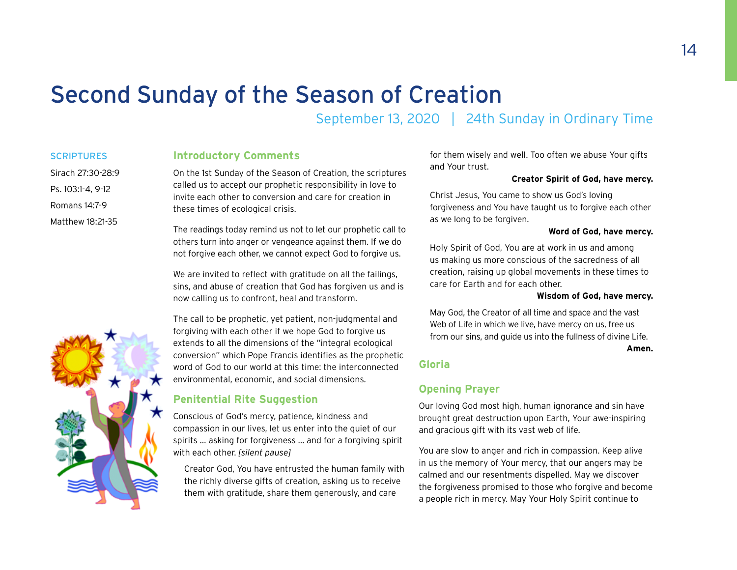# Second Sunday of the Season of Creation

September 13, 2020 | 24th Sunday in Ordinary Time

SCRIPTURES

Sirach 27:30-28:9

Ps. 103:1-4, 9-12

Romans 14:7-9

Matthew 18:21-35

## Introductory Comments

On the 1st Sunday of the Season of Creation, the scriptures called us to accept our prophetic responsibility in love to invite each other to conversion and care for creation in these times of ecological crisis.

The readings today remind us not to let our prophetic call to others turn into anger or vengeance against them. If we do not forgive each other, we cannot expect God to forgive us.

We are invited to reflect with gratitude on all the failings, sins, and abuse of creation that God has forgiven us and is now calling us to confront, heal and transform.

The call to be prophetic, yet patient, non-judgmental and forgiving with each other if we hope God to forgive us extends to all the dimensions of the "integral ecological conversion" which Pope Francis identifies as the prophetic word of God to our world at this time: the interconnected environmental, economic, and social dimensions.

## Penitential Rite Suggestion

Conscious of God's mercy, patience, kindness and compassion in our lives, let us enter into the quiet of our spirits … asking for forgiveness … and for a forgiving spirit with each other. *[silent pause]*

Creator God, You have entrusted the human family with the richly diverse gifts of creation, asking us to receive them with gratitude, share them generously, and care for them wisely and well. Too often we abuse Your gifts and Your trust.

**Creator Spirit of God, have mercy.**

Christ Jesus, You came to show us God's loving forgiveness and You have taught us to forgive each other as we long to be forgiven.

**Word of God, have mercy.**

Holy Spirit of God, You are at work in us and among us making us more conscious of the sacredness of all creation, raising up global movements in these times to care for Earth and for each other.

**Wisdom of God, have mercy.**

May God, the Creator of all time and space and the vast Web of Life in which we live, have mercy on us, free us from our sins, and guide us into the fullness of divine Life.

**Amen.**

## Gloria

## Opening Prayer

Our loving God most high, human ignorance and sin have brought great destruction upon Earth, Your awe-inspiring and gracious gift with its vast web of life.

You are slow to anger and rich in compassion. Keep alive in us the memory of Your mercy, that our angers may be calmed and our resentments dispelled. May we discover the forgiveness promised to those who forgive and become a people rich in mercy. May Your Holy Spirit continue to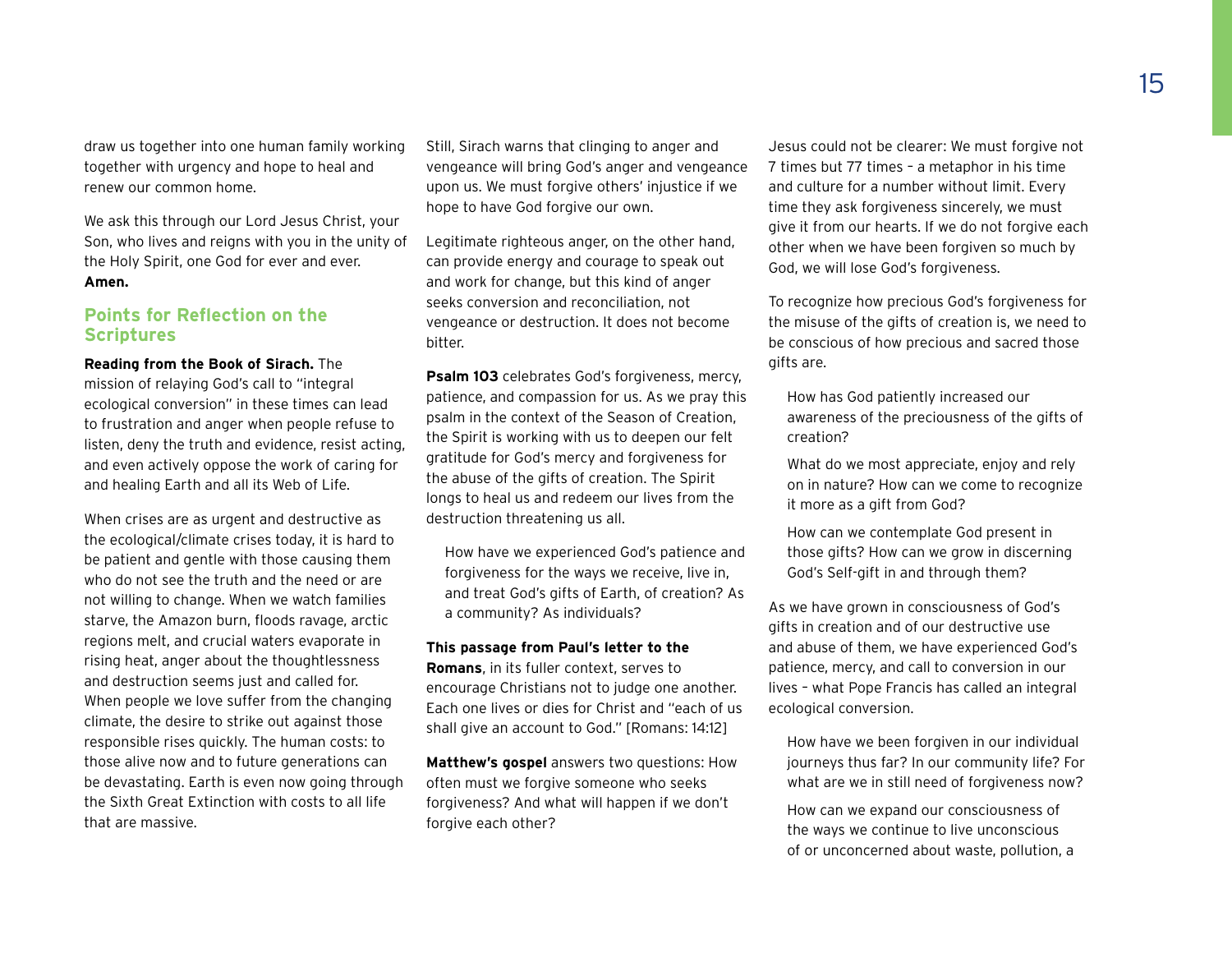draw us together into one human family working together with urgency and hope to heal and renew our common home.

We ask this through our Lord Jesus Christ, your Son, who lives and reigns with you in the unity of the Holy Spirit, one God for ever and ever. **Amen.**

## Points for Reflection on the Scriptures

**Reading from the Book of Sirach.** The mission of relaying God's call to "integral ecological conversion" in these times can lead to frustration and anger when people refuse to listen, deny the truth and evidence, resist acting, and even actively oppose the work of caring for and healing Earth and all its Web of Life.

When crises are as urgent and destructive as the ecological/climate crises today, it is hard to be patient and gentle with those causing them who do not see the truth and the need or are not willing to change. When we watch families starve, the Amazon burn, floods ravage, arctic regions melt, and crucial waters evaporate in rising heat, anger about the thoughtlessness and destruction seems just and called for. When people we love suffer from the changing climate, the desire to strike out against those responsible rises quickly. The human costs: to those alive now and to future generations can be devastating. Earth is even now going through the Sixth Great Extinction with costs to all life that are massive.

Still, Sirach warns that clinging to anger and vengeance will bring God's anger and vengeance upon us. We must forgive others' injustice if we hope to have God forgive our own.

Legitimate righteous anger, on the other hand, can provide energy and courage to speak out and work for change, but this kind of anger seeks conversion and reconciliation, not vengeance or destruction. It does not become bitter.

**Psalm 103** celebrates God's forgiveness, mercy, patience, and compassion for us. As we pray this psalm in the context of the Season of Creation, the Spirit is working with us to deepen our felt gratitude for God's mercy and forgiveness for the abuse of the gifts of creation. The Spirit longs to heal us and redeem our lives from the destruction threatening us all.

> How have we experienced God's patience and forgiveness for the ways we receive, live in, and treat God's gifts of Earth, of creation? As a community? As individuals?

**This passage from Paul's letter to the Romans**, in its fuller context, serves to encourage Christians not to judge one another. Each one lives or dies for Christ and "each of us shall give an account to God." [Romans: 14:12]

**Matthew's gospel** answers two questions: How often must we forgive someone who seeks forgiveness? And what will happen if we don't forgive each other?

Jesus could not be clearer: We must forgive not 7 times but 77 times – a metaphor in his time and culture for a number without limit. Every time they ask forgiveness sincerely, we must give it from our hearts. If we do not forgive each other when we have been forgiven so much by God, we will lose God's forgiveness.

To recognize how precious God's forgiveness for the misuse of the gifts of creation is, we need to be conscious of how precious and sacred those gifts are.

> How has God patiently increased our awareness of the preciousness of the gifts of creation?
>
> What do we most appreciate, enjoy and rely on in nature? How can we come to recognize it more as a gift from God?
>
> How can we contemplate God present in those gifts? How can we grow in discerning God's Self-gift in and through them?

As we have grown in consciousness of God's gifts in creation and of our destructive use and abuse of them, we have experienced God's patience, mercy, and call to conversion in our lives – what Pope Francis has called an integral ecological conversion.

> How have we been forgiven in our individual journeys thus far? In our community life? For what are we in still need of forgiveness now?
>
> How can we expand our consciousness of the ways we continue to live unconscious of or unconcerned about waste, pollution, a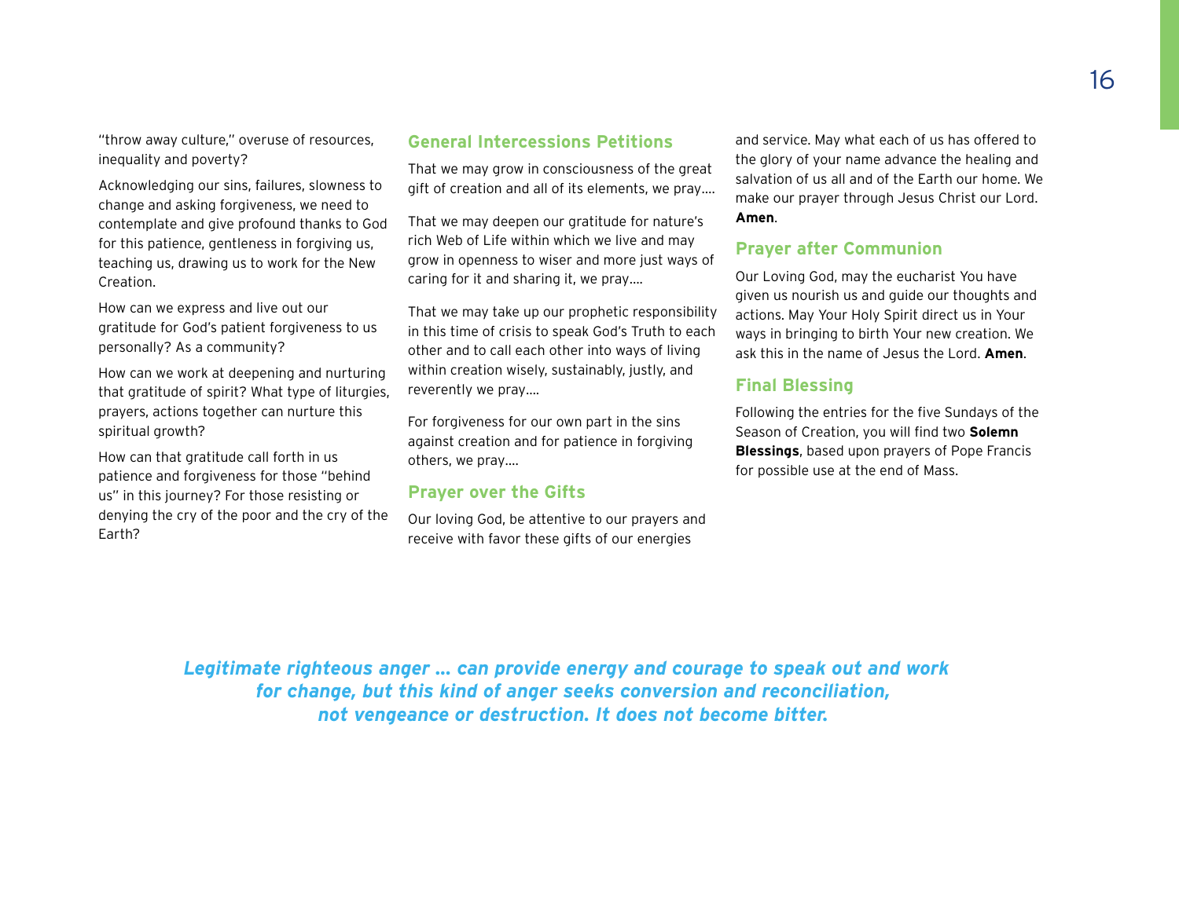"throw away culture," overuse of resources, inequality and poverty?

Acknowledging our sins, failures, slowness to change and asking forgiveness, we need to contemplate and give profound thanks to God for this patience, gentleness in forgiving us, teaching us, drawing us to work for the New Creation.

How can we express and live out our gratitude for God's patient forgiveness to us personally? As a community?

How can we work at deepening and nurturing that gratitude of spirit? What type of liturgies, prayers, actions together can nurture this spiritual growth?

How can that gratitude call forth in us patience and forgiveness for those "behind us" in this journey? For those resisting or denying the cry of the poor and the cry of the Earth?

## General Intercessions Petitions

That we may grow in consciousness of the great gift of creation and all of its elements, we pray....

That we may deepen our gratitude for nature's rich Web of Life within which we live and may grow in openness to wiser and more just ways of caring for it and sharing it, we pray....

That we may take up our prophetic responsibility in this time of crisis to speak God's Truth to each other and to call each other into ways of living within creation wisely, sustainably, justly, and reverently we pray....

For forgiveness for our own part in the sins against creation and for patience in forgiving others, we pray....

## Prayer over the Gifts

Our loving God, be attentive to our prayers and receive with favor these gifts of our energies and service. May what each of us has offered to the glory of your name advance the healing and salvation of us all and of the Earth our home. We make our prayer through Jesus Christ our Lord. **Amen**.

## Prayer after Communion

Our Loving God, may the eucharist You have given us nourish us and guide our thoughts and actions. May Your Holy Spirit direct us in Your ways in bringing to birth Your new creation. We ask this in the name of Jesus the Lord. **Amen**.

## Final Blessing

Following the entries for the five Sundays of the Season of Creation, you will find two **Solemn Blessings**, based upon prayers of Pope Francis for possible use at the end of Mass.

***Legitimate righteous anger ... can provide energy and courage to speak out and work for change, but this kind of anger seeks conversion and reconciliation, not vengeance or destruction. It does not become bitter.***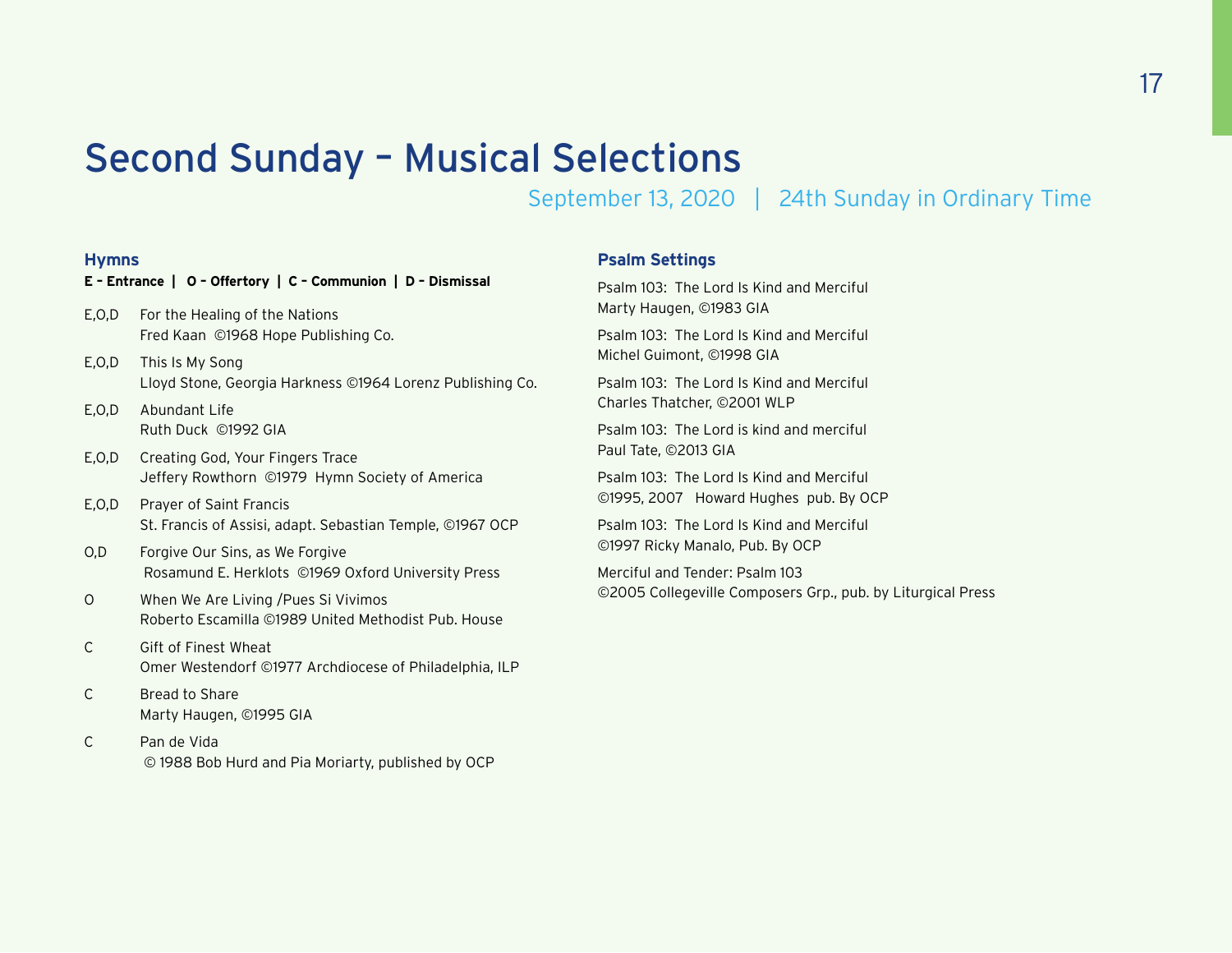# Second Sunday – Musical Selections

September 13, 2020 | 24th Sunday in Ordinary Time

### Hymns

**E – Entrance | O – Offertory | C – Communion | D – Dismissal**

E,O,D For the Healing of the Nations
Fred Kaan ©1968 Hope Publishing Co.

E,O,D This Is My Song
Lloyd Stone, Georgia Harkness ©1964 Lorenz Publishing Co.

E,O,D Abundant Life
Ruth Duck ©1992 GIA

E,O,D Creating God, Your Fingers Trace
Jeffery Rowthorn ©1979 Hymn Society of America

E,O,D Prayer of Saint Francis
St. Francis of Assisi, adapt. Sebastian Temple, ©1967 OCP

O,D Forgive Our Sins, as We Forgive
Rosamund E. Herklots ©1969 Oxford University Press

O When We Are Living /Pues Si Vivimos
Roberto Escamilla ©1989 United Methodist Pub. House

C Gift of Finest Wheat
Omer Westendorf ©1977 Archdiocese of Philadelphia, ILP

C Bread to Share
Marty Haugen, ©1995 GIA

C Pan de Vida
© 1988 Bob Hurd and Pia Moriarty, published by OCP

### Psalm Settings

Psalm 103: The Lord Is Kind and Merciful
Marty Haugen, ©1983 GIA

Psalm 103: The Lord Is Kind and Merciful
Michel Guimont, ©1998 GIA

Psalm 103: The Lord Is Kind and Merciful
Charles Thatcher, ©2001 WLP

Psalm 103: The Lord is kind and merciful
Paul Tate, ©2013 GIA

Psalm 103: The Lord Is Kind and Merciful
©1995, 2007 Howard Hughes pub. By OCP

Psalm 103: The Lord Is Kind and Merciful
©1997 Ricky Manalo, Pub. By OCP

Merciful and Tender: Psalm 103
©2005 Collegeville Composers Grp., pub. by Liturgical Press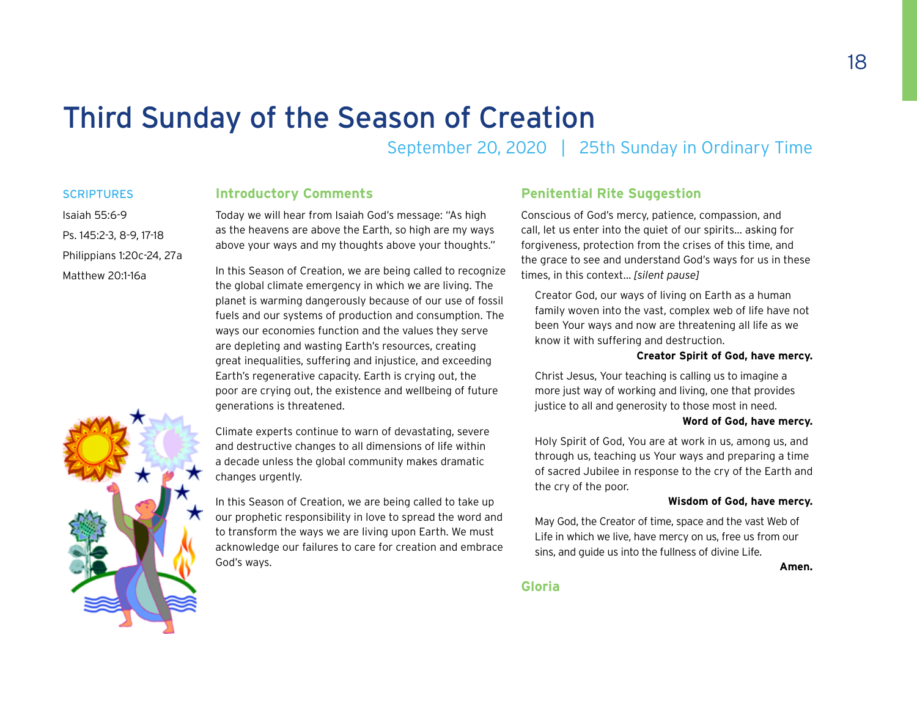# Third Sunday of the Season of Creation

September 20, 2020 | 25th Sunday in Ordinary Time

### SCRIPTURES

Isaiah 55:6-9

Ps. 145:2-3, 8-9, 17-18

Philippians 1:20c-24, 27a

Matthew 20:1-16a

## Introductory Comments

Today we will hear from Isaiah God's message: "As high as the heavens are above the Earth, so high are my ways above your ways and my thoughts above your thoughts."

In this Season of Creation, we are being called to recognize the global climate emergency in which we are living. The planet is warming dangerously because of our use of fossil fuels and our systems of production and consumption. The ways our economies function and the values they serve are depleting and wasting Earth's resources, creating great inequalities, suffering and injustice, and exceeding Earth's regenerative capacity. Earth is crying out, the poor are crying out, the existence and wellbeing of future generations is threatened.

Climate experts continue to warn of devastating, severe and destructive changes to all dimensions of life within a decade unless the global community makes dramatic changes urgently.

In this Season of Creation, we are being called to take up our prophetic responsibility in love to spread the word and to transform the ways we are living upon Earth. We must acknowledge our failures to care for creation and embrace God's ways.

## Penitential Rite Suggestion

Conscious of God's mercy, patience, compassion, and call, let us enter into the quiet of our spirits… asking for forgiveness, protection from the crises of this time, and the grace to see and understand God's ways for us in these times, in this context… *[silent pause]*

Creator God, our ways of living on Earth as a human family woven into the vast, complex web of life have not been Your ways and now are threatening all life as we know it with suffering and destruction.

**Creator Spirit of God, have mercy.**

Christ Jesus, Your teaching is calling us to imagine a more just way of working and living, one that provides justice to all and generosity to those most in need.

**Word of God, have mercy.**

Holy Spirit of God, You are at work in us, among us, and through us, teaching us Your ways and preparing a time of sacred Jubilee in response to the cry of the Earth and the cry of the poor.

**Wisdom of God, have mercy.**

May God, the Creator of time, space and the vast Web of Life in which we live, have mercy on us, free us from our sins, and guide us into the fullness of divine Life.

**Amen.**

## Gloria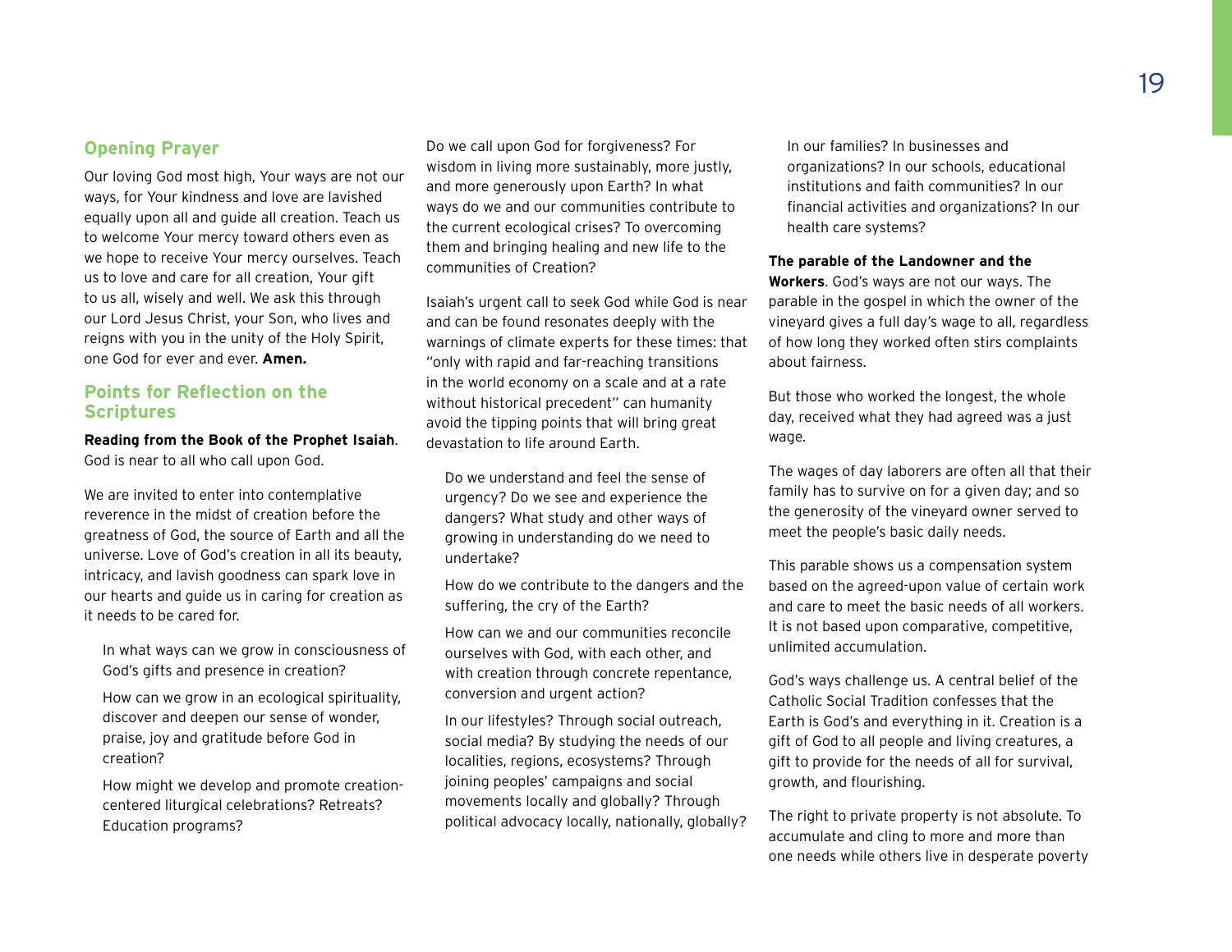## Opening Prayer

Our loving God most high, Your ways are not our ways, for Your kindness and love are lavished equally upon all and guide all creation. Teach us to welcome Your mercy toward others even as we hope to receive Your mercy ourselves. Teach us to love and care for all creation, Your gift to us all, wisely and well. We ask this through our Lord Jesus Christ, your Son, who lives and reigns with you in the unity of the Holy Spirit, one God for ever and ever. **Amen.**

## Points for Reflection on the Scriptures

**Reading from the Book of the Prophet Isaiah**. God is near to all who call upon God.

We are invited to enter into contemplative reverence in the midst of creation before the greatness of God, the source of Earth and all the universe. Love of God's creation in all its beauty, intricacy, and lavish goodness can spark love in our hearts and guide us in caring for creation as it needs to be cared for.

> In what ways can we grow in consciousness of God's gifts and presence in creation?
>
> How can we grow in an ecological spirituality, discover and deepen our sense of wonder, praise, joy and gratitude before God in creation?
>
> How might we develop and promote creation-centered liturgical celebrations? Retreats? Education programs?

Do we call upon God for forgiveness? For wisdom in living more sustainably, more justly, and more generously upon Earth? In what ways do we and our communities contribute to the current ecological crises? To overcoming them and bringing healing and new life to the communities of Creation?

Isaiah's urgent call to seek God while God is near and can be found resonates deeply with the warnings of climate experts for these times: that "only with rapid and far-reaching transitions in the world economy on a scale and at a rate without historical precedent" can humanity avoid the tipping points that will bring great devastation to life around Earth.

> Do we understand and feel the sense of urgency? Do we see and experience the dangers? What study and other ways of growing in understanding do we need to undertake?
>
> How do we contribute to the dangers and the suffering, the cry of the Earth?
>
> How can we and our communities reconcile ourselves with God, with each other, and with creation through concrete repentance, conversion and urgent action?
>
> In our lifestyles? Through social outreach, social media? By studying the needs of our localities, regions, ecosystems? Through joining peoples' campaigns and social movements locally and globally? Through political advocacy locally, nationally, globally? In our families? In businesses and organizations? In our schools, educational institutions and faith communities? In our financial activities and organizations? In our health care systems?

**The parable of the Landowner and the Workers**. God's ways are not our ways. The parable in the gospel in which the owner of the vineyard gives a full day's wage to all, regardless of how long they worked often stirs complaints about fairness.

But those who worked the longest, the whole day, received what they had agreed was a just wage.

The wages of day laborers are often all that their family has to survive on for a given day; and so the generosity of the vineyard owner served to meet the people's basic daily needs.

This parable shows us a compensation system based on the agreed-upon value of certain work and care to meet the basic needs of all workers. It is not based upon comparative, competitive, unlimited accumulation.

God's ways challenge us. A central belief of the Catholic Social Tradition confesses that the Earth is God's and everything in it. Creation is a gift of God to all people and living creatures, a gift to provide for the needs of all for survival, growth, and flourishing.

The right to private property is not absolute. To accumulate and cling to more and more than one needs while others live in desperate poverty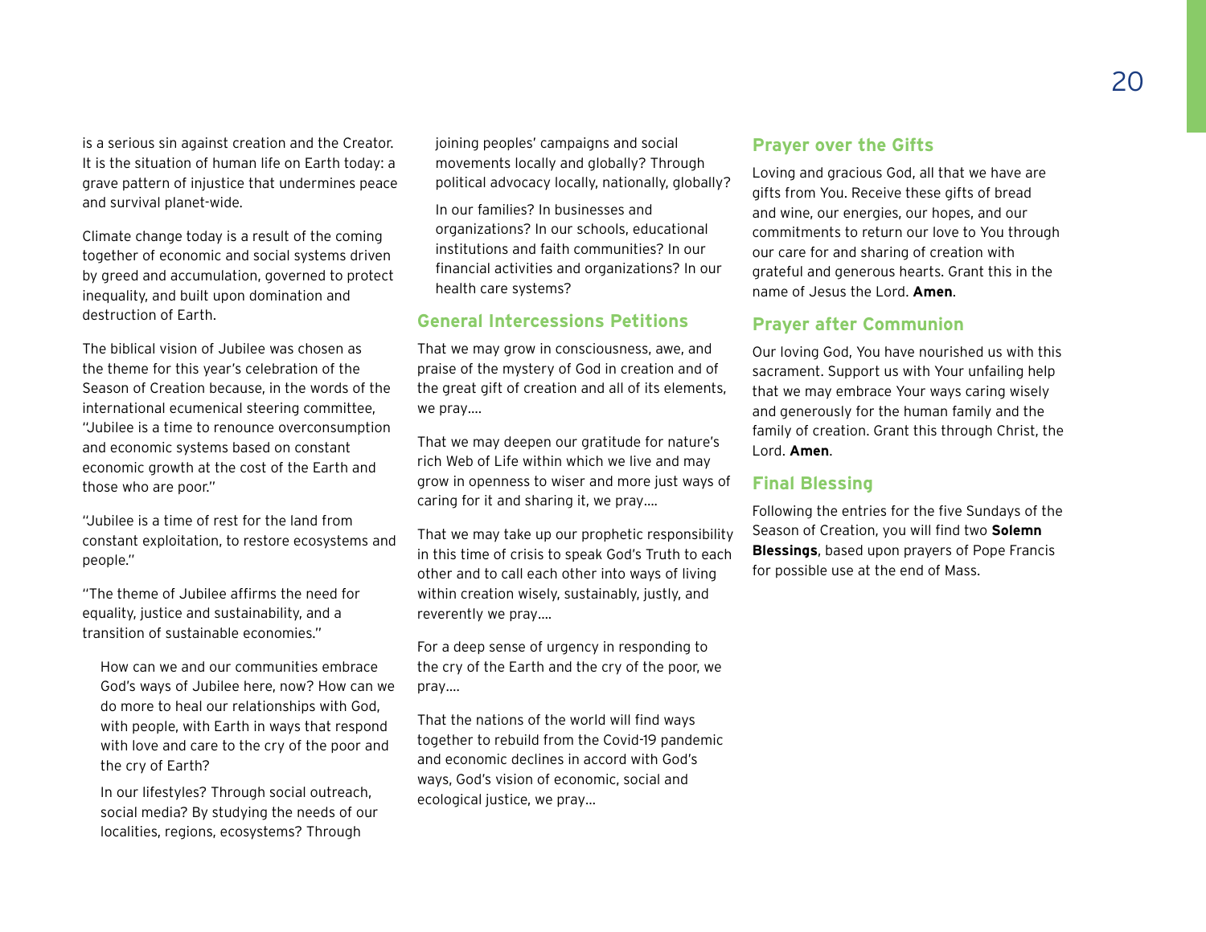is a serious sin against creation and the Creator. It is the situation of human life on Earth today: a grave pattern of injustice that undermines peace and survival planet-wide.

Climate change today is a result of the coming together of economic and social systems driven by greed and accumulation, governed to protect inequality, and built upon domination and destruction of Earth.

The biblical vision of Jubilee was chosen as the theme for this year's celebration of the Season of Creation because, in the words of the international ecumenical steering committee, "Jubilee is a time to renounce overconsumption and economic systems based on constant economic growth at the cost of the Earth and those who are poor."

"Jubilee is a time of rest for the land from constant exploitation, to restore ecosystems and people."

"The theme of Jubilee affirms the need for equality, justice and sustainability, and a transition of sustainable economies."

> How can we and our communities embrace God's ways of Jubilee here, now? How can we do more to heal our relationships with God, with people, with Earth in ways that respond with love and care to the cry of the poor and the cry of Earth?
>
> In our lifestyles? Through social outreach, social media? By studying the needs of our localities, regions, ecosystems? Through joining peoples' campaigns and social movements locally and globally? Through political advocacy locally, nationally, globally?
>
> In our families? In businesses and organizations? In our schools, educational institutions and faith communities? In our financial activities and organizations? In our health care systems?

## General Intercessions Petitions

That we may grow in consciousness, awe, and praise of the mystery of God in creation and of the great gift of creation and all of its elements, we pray....

That we may deepen our gratitude for nature's rich Web of Life within which we live and may grow in openness to wiser and more just ways of caring for it and sharing it, we pray....

That we may take up our prophetic responsibility in this time of crisis to speak God's Truth to each other and to call each other into ways of living within creation wisely, sustainably, justly, and reverently we pray....

For a deep sense of urgency in responding to the cry of the Earth and the cry of the poor, we pray....

That the nations of the world will find ways together to rebuild from the Covid-19 pandemic and economic declines in accord with God's ways, God's vision of economic, social and ecological justice, we pray...

## Prayer over the Gifts

Loving and gracious God, all that we have are gifts from You. Receive these gifts of bread and wine, our energies, our hopes, and our commitments to return our love to You through our care for and sharing of creation with grateful and generous hearts. Grant this in the name of Jesus the Lord. **Amen**.

## Prayer after Communion

Our loving God, You have nourished us with this sacrament. Support us with Your unfailing help that we may embrace Your ways caring wisely and generously for the human family and the family of creation. Grant this through Christ, the Lord. **Amen**.

## Final Blessing

Following the entries for the five Sundays of the Season of Creation, you will find two **Solemn Blessings**, based upon prayers of Pope Francis for possible use at the end of Mass.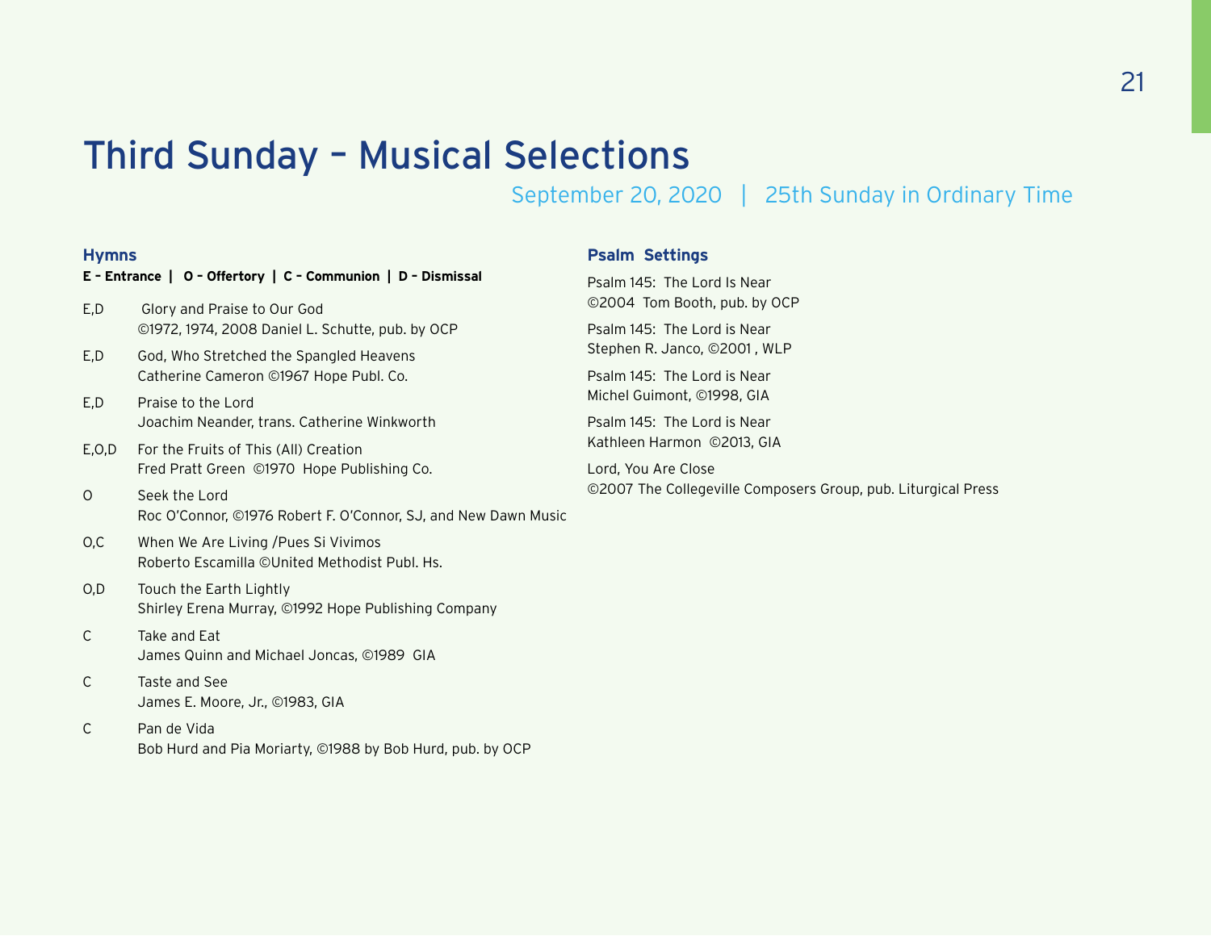# Third Sunday – Musical Selections

September 20, 2020 | 25th Sunday in Ordinary Time

### Hymns

**E – Entrance | O – Offertory | C – Communion | D – Dismissal**

E,D Glory and Praise to Our God
©1972, 1974, 2008 Daniel L. Schutte, pub. by OCP

E,D God, Who Stretched the Spangled Heavens
Catherine Cameron ©1967 Hope Publ. Co.

E,D Praise to the Lord
Joachim Neander, trans. Catherine Winkworth

E,O,D For the Fruits of This (All) Creation
Fred Pratt Green ©1970 Hope Publishing Co.

O Seek the Lord
Roc O'Connor, ©1976 Robert F. O'Connor, SJ, and New Dawn Music

O,C When We Are Living /Pues Si Vivimos
Roberto Escamilla ©United Methodist Publ. Hs.

O,D Touch the Earth Lightly
Shirley Erena Murray, ©1992 Hope Publishing Company

C Take and Eat
James Quinn and Michael Joncas, ©1989 GIA

C Taste and See
James E. Moore, Jr., ©1983, GIA

C Pan de Vida
Bob Hurd and Pia Moriarty, ©1988 by Bob Hurd, pub. by OCP

### Psalm Settings

Psalm 145: The Lord Is Near
©2004 Tom Booth, pub. by OCP

Psalm 145: The Lord is Near
Stephen R. Janco, ©2001 , WLP

Psalm 145: The Lord is Near
Michel Guimont, ©1998, GIA

Psalm 145: The Lord is Near
Kathleen Harmon ©2013, GIA

Lord, You Are Close
©2007 The Collegeville Composers Group, pub. Liturgical Press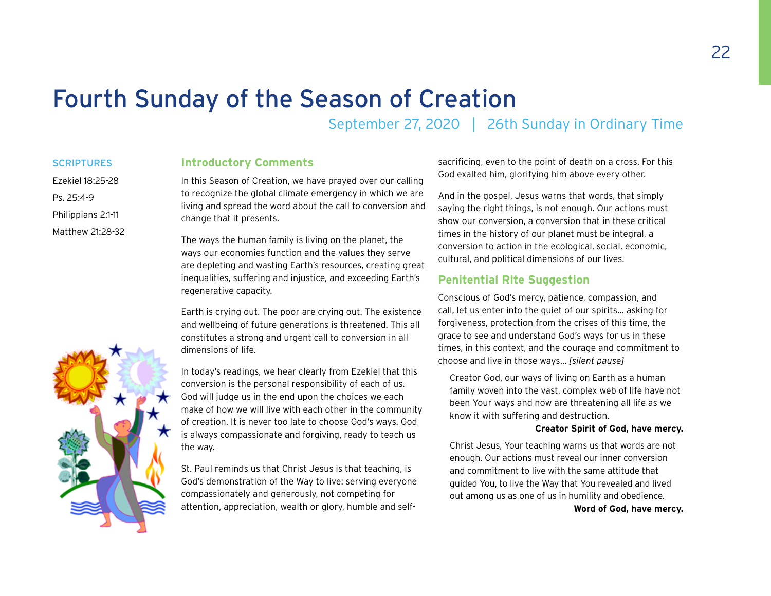# Fourth Sunday of the Season of Creation

September 27, 2020 | 26th Sunday in Ordinary Time

SCRIPTURES

Ezekiel 18:25-28

Ps. 25:4-9

Philippians 2:1-11

Matthew 21:28-32

## Introductory Comments

In this Season of Creation, we have prayed over our calling to recognize the global climate emergency in which we are living and spread the word about the call to conversion and change that it presents.

The ways the human family is living on the planet, the ways our economies function and the values they serve are depleting and wasting Earth's resources, creating great inequalities, suffering and injustice, and exceeding Earth's regenerative capacity.

Earth is crying out. The poor are crying out. The existence and wellbeing of future generations is threatened. This all constitutes a strong and urgent call to conversion in all dimensions of life.

In today's readings, we hear clearly from Ezekiel that this conversion is the personal responsibility of each of us. God will judge us in the end upon the choices we each make of how we will live with each other in the community of creation. It is never too late to choose God's ways. God is always compassionate and forgiving, ready to teach us the way.

St. Paul reminds us that Christ Jesus is that teaching, is God's demonstration of the Way to live: serving everyone compassionately and generously, not competing for attention, appreciation, wealth or glory, humble and self-sacrificing, even to the point of death on a cross. For this God exalted him, glorifying him above every other.

And in the gospel, Jesus warns that words, that simply saying the right things, is not enough. Our actions must show our conversion, a conversion that in these critical times in the history of our planet must be integral, a conversion to action in the ecological, social, economic, cultural, and political dimensions of our lives.

## Penitential Rite Suggestion

Conscious of God's mercy, patience, compassion, and call, let us enter into the quiet of our spirits… asking for forgiveness, protection from the crises of this time, the grace to see and understand God's ways for us in these times, in this context, and the courage and commitment to choose and live in those ways… *[silent pause]*

Creator God, our ways of living on Earth as a human family woven into the vast, complex web of life have not been Your ways and now are threatening all life as we know it with suffering and destruction.

**Creator Spirit of God, have mercy.**

Christ Jesus, Your teaching warns us that words are not enough. Our actions must reveal our inner conversion and commitment to live with the same attitude that guided You, to live the Way that You revealed and lived out among us as one of us in humility and obedience.

**Word of God, have mercy.**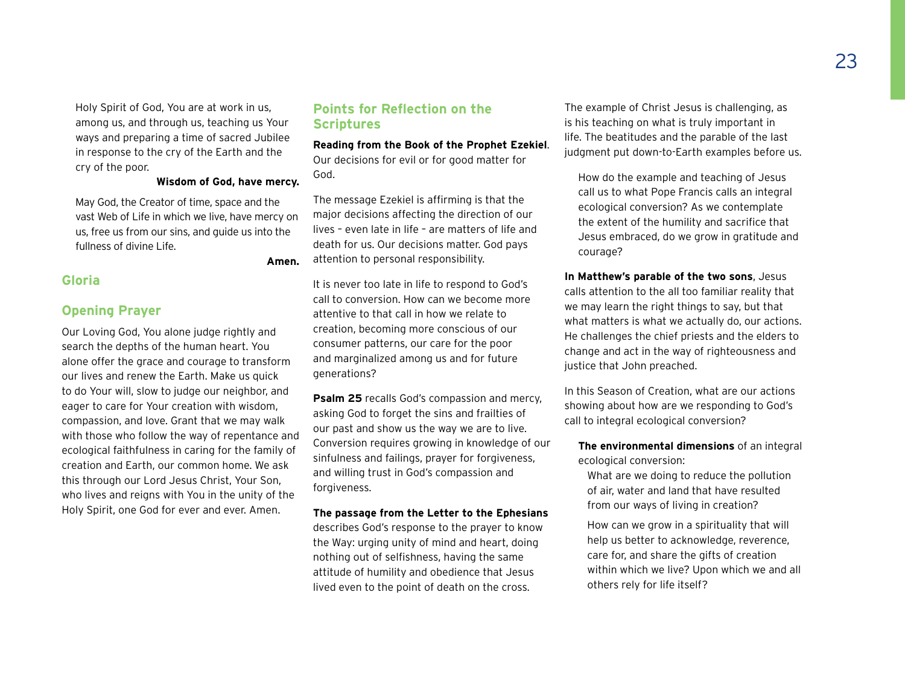Holy Spirit of God, You are at work in us, among us, and through us, teaching us Your ways and preparing a time of sacred Jubilee in response to the cry of the Earth and the cry of the poor.

**Wisdom of God, have mercy.**

May God, the Creator of time, space and the vast Web of Life in which we live, have mercy on us, free us from our sins, and guide us into the fullness of divine Life.

**Amen.**

## Gloria

## Opening Prayer

Our Loving God, You alone judge rightly and search the depths of the human heart. You alone offer the grace and courage to transform our lives and renew the Earth. Make us quick to do Your will, slow to judge our neighbor, and eager to care for Your creation with wisdom, compassion, and love. Grant that we may walk with those who follow the way of repentance and ecological faithfulness in caring for the family of creation and Earth, our common home. We ask this through our Lord Jesus Christ, Your Son, who lives and reigns with You in the unity of the Holy Spirit, one God for ever and ever. Amen.

## Points for Reflection on the Scriptures

**Reading from the Book of the Prophet Ezekiel**. Our decisions for evil or for good matter for God.

The message Ezekiel is affirming is that the major decisions affecting the direction of our lives – even late in life – are matters of life and death for us. Our decisions matter. God pays attention to personal responsibility.

It is never too late in life to respond to God's call to conversion. How can we become more attentive to that call in how we relate to creation, becoming more conscious of our consumer patterns, our care for the poor and marginalized among us and for future generations?

**Psalm 25** recalls God's compassion and mercy, asking God to forget the sins and frailties of our past and show us the way we are to live. Conversion requires growing in knowledge of our sinfulness and failings, prayer for forgiveness, and willing trust in God's compassion and forgiveness.

**The passage from the Letter to the Ephesians** describes God's response to the prayer to know the Way: urging unity of mind and heart, doing nothing out of selfishness, having the same attitude of humility and obedience that Jesus lived even to the point of death on the cross.

The example of Christ Jesus is challenging, as is his teaching on what is truly important in life. The beatitudes and the parable of the last judgment put down-to-Earth examples before us.

How do the example and teaching of Jesus call us to what Pope Francis calls an integral ecological conversion? As we contemplate the extent of the humility and sacrifice that Jesus embraced, do we grow in gratitude and courage?

**In Matthew's parable of the two sons**, Jesus calls attention to the all too familiar reality that we may learn the right things to say, but that what matters is what we actually do, our actions. He challenges the chief priests and the elders to change and act in the way of righteousness and justice that John preached.

In this Season of Creation, what are our actions showing about how are we responding to God's call to integral ecological conversion?

**The environmental dimensions** of an integral ecological conversion:

What are we doing to reduce the pollution of air, water and land that have resulted from our ways of living in creation?

How can we grow in a spirituality that will help us better to acknowledge, reverence, care for, and share the gifts of creation within which we live? Upon which we and all others rely for life itself?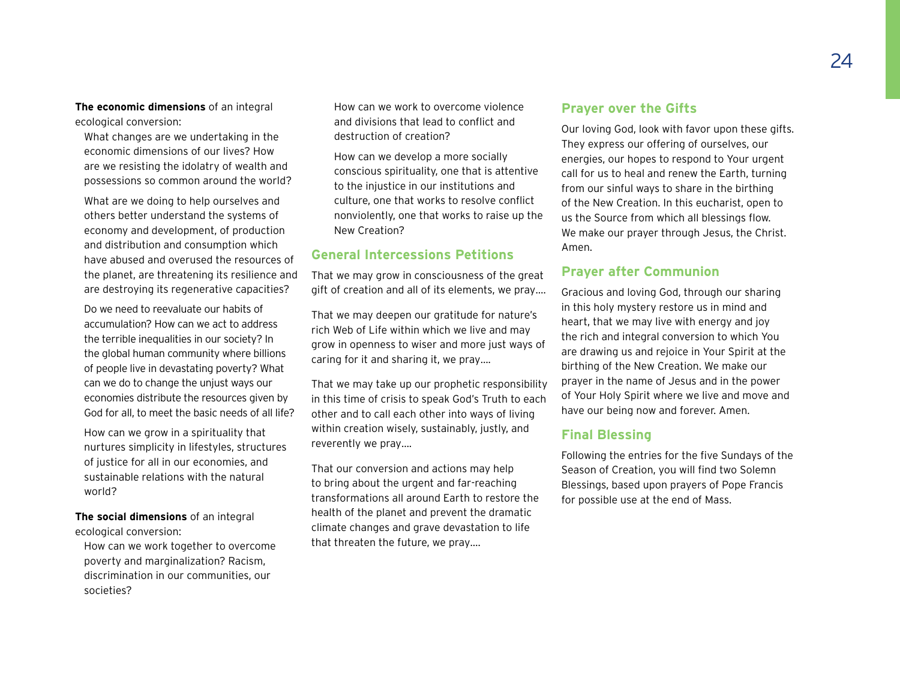**The economic dimensions** of an integral ecological conversion:

What changes are we undertaking in the economic dimensions of our lives? How are we resisting the idolatry of wealth and possessions so common around the world?

What are we doing to help ourselves and others better understand the systems of economy and development, of production and distribution and consumption which have abused and overused the resources of the planet, are threatening its resilience and are destroying its regenerative capacities?

Do we need to reevaluate our habits of accumulation? How can we act to address the terrible inequalities in our society? In the global human community where billions of people live in devastating poverty? What can we do to change the unjust ways our economies distribute the resources given by God for all, to meet the basic needs of all life?

How can we grow in a spirituality that nurtures simplicity in lifestyles, structures of justice for all in our economies, and sustainable relations with the natural world?

**The social dimensions** of an integral ecological conversion:

How can we work together to overcome poverty and marginalization? Racism, discrimination in our communities, our societies?

How can we work to overcome violence and divisions that lead to conflict and destruction of creation?

How can we develop a more socially conscious spirituality, one that is attentive to the injustice in our institutions and culture, one that works to resolve conflict nonviolently, one that works to raise up the New Creation?

## General Intercessions Petitions

That we may grow in consciousness of the great gift of creation and all of its elements, we pray….

That we may deepen our gratitude for nature's rich Web of Life within which we live and may grow in openness to wiser and more just ways of caring for it and sharing it, we pray….

That we may take up our prophetic responsibility in this time of crisis to speak God's Truth to each other and to call each other into ways of living within creation wisely, sustainably, justly, and reverently we pray….

That our conversion and actions may help to bring about the urgent and far-reaching transformations all around Earth to restore the health of the planet and prevent the dramatic climate changes and grave devastation to life that threaten the future, we pray….

## Prayer over the Gifts

Our loving God, look with favor upon these gifts. They express our offering of ourselves, our energies, our hopes to respond to Your urgent call for us to heal and renew the Earth, turning from our sinful ways to share in the birthing of the New Creation. In this eucharist, open to us the Source from which all blessings flow. We make our prayer through Jesus, the Christ. Amen.

## Prayer after Communion

Gracious and loving God, through our sharing in this holy mystery restore us in mind and heart, that we may live with energy and joy the rich and integral conversion to which You are drawing us and rejoice in Your Spirit at the birthing of the New Creation. We make our prayer in the name of Jesus and in the power of Your Holy Spirit where we live and move and have our being now and forever. Amen.

## Final Blessing

Following the entries for the five Sundays of the Season of Creation, you will find two Solemn Blessings, based upon prayers of Pope Francis for possible use at the end of Mass.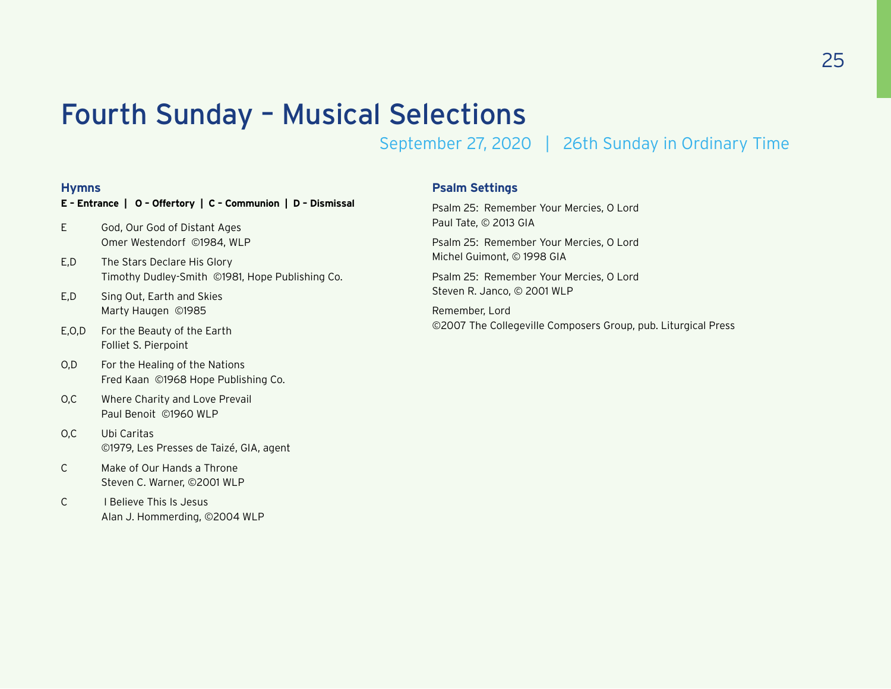# Fourth Sunday – Musical Selections

September 27, 2020 | 26th Sunday in Ordinary Time

### Hymns

**E – Entrance | O – Offertory | C – Communion | D – Dismissal**

| | |
|---|---|
| E | God, Our God of Distant Ages<br>Omer Westendorf ©1984, WLP |
| E,D | The Stars Declare His Glory<br>Timothy Dudley-Smith ©1981, Hope Publishing Co. |
| E,D | Sing Out, Earth and Skies<br>Marty Haugen ©1985 |
| E,O,D | For the Beauty of the Earth<br>Folliet S. Pierpoint |
| O,D | For the Healing of the Nations<br>Fred Kaan ©1968 Hope Publishing Co. |
| O,C | Where Charity and Love Prevail<br>Paul Benoit ©1960 WLP |
| O,C | Ubi Caritas<br>©1979, Les Presses de Taizé, GIA, agent |
| C | Make of Our Hands a Throne<br>Steven C. Warner, ©2001 WLP |
| C | I Believe This Is Jesus<br>Alan J. Hommerding, ©2004 WLP |

### Psalm Settings

Psalm 25: Remember Your Mercies, O Lord
Paul Tate, © 2013 GIA

Psalm 25: Remember Your Mercies, O Lord
Michel Guimont, © 1998 GIA

Psalm 25: Remember Your Mercies, O Lord
Steven R. Janco, © 2001 WLP

Remember, Lord
©2007 The Collegeville Composers Group, pub. Liturgical Press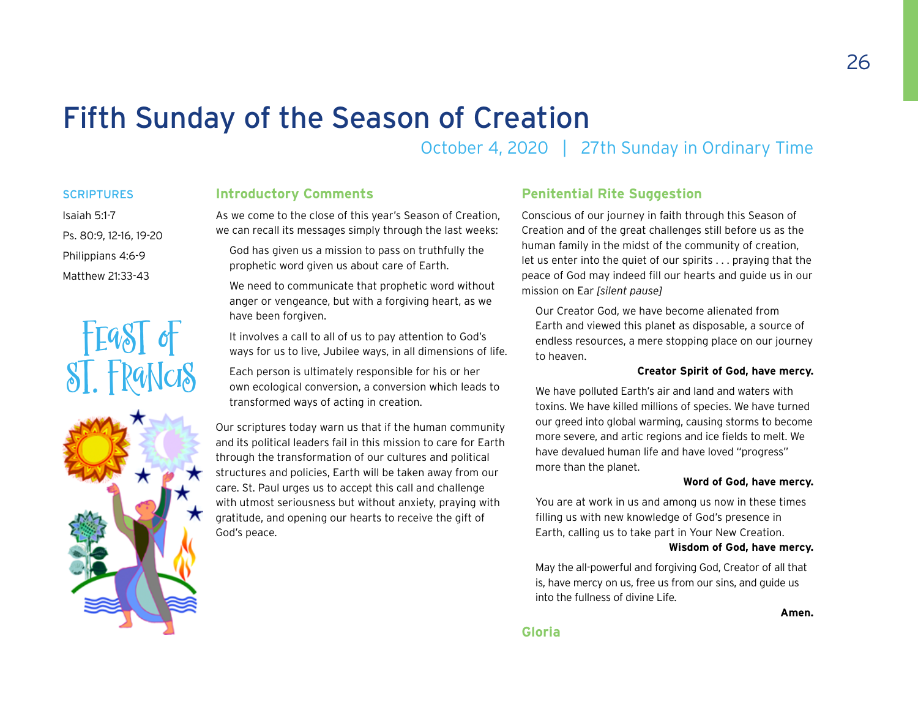# Fifth Sunday of the Season of Creation

October 4, 2020 | 27th Sunday in Ordinary Time

SCRIPTURES

Isaiah 5:1-7

Ps. 80:9, 12-16, 19-20

Philippians 4:6-9

Matthew 21:33-43

Feast of St. Francis

## Introductory Comments

As we come to the close of this year's Season of Creation, we can recall its messages simply through the last weeks:

God has given us a mission to pass on truthfully the prophetic word given us about care of Earth.

We need to communicate that prophetic word without anger or vengeance, but with a forgiving heart, as we have been forgiven.

It involves a call to all of us to pay attention to God's ways for us to live, Jubilee ways, in all dimensions of life.

Each person is ultimately responsible for his or her own ecological conversion, a conversion which leads to transformed ways of acting in creation.

Our scriptures today warn us that if the human community and its political leaders fail in this mission to care for Earth through the transformation of our cultures and political structures and policies, Earth will be taken away from our care. St. Paul urges us to accept this call and challenge with utmost seriousness but without anxiety, praying with gratitude, and opening our hearts to receive the gift of God's peace.

## Penitential Rite Suggestion

Conscious of our journey in faith through this Season of Creation and of the great challenges still before us as the human family in the midst of the community of creation, let us enter into the quiet of our spirits . . . praying that the peace of God may indeed fill our hearts and guide us in our mission on Ear *[silent pause]*

Our Creator God, we have become alienated from Earth and viewed this planet as disposable, a source of endless resources, a mere stopping place on our journey to heaven.

**Creator Spirit of God, have mercy.**

We have polluted Earth's air and land and waters with toxins. We have killed millions of species. We have turned our greed into global warming, causing storms to become more severe, and artic regions and ice fields to melt. We have devalued human life and have loved "progress" more than the planet.

**Word of God, have mercy.**

You are at work in us and among us now in these times filling us with new knowledge of God's presence in Earth, calling us to take part in Your New Creation.

**Wisdom of God, have mercy.**

May the all-powerful and forgiving God, Creator of all that is, have mercy on us, free us from our sins, and guide us into the fullness of divine Life.

**Amen.**

## Gloria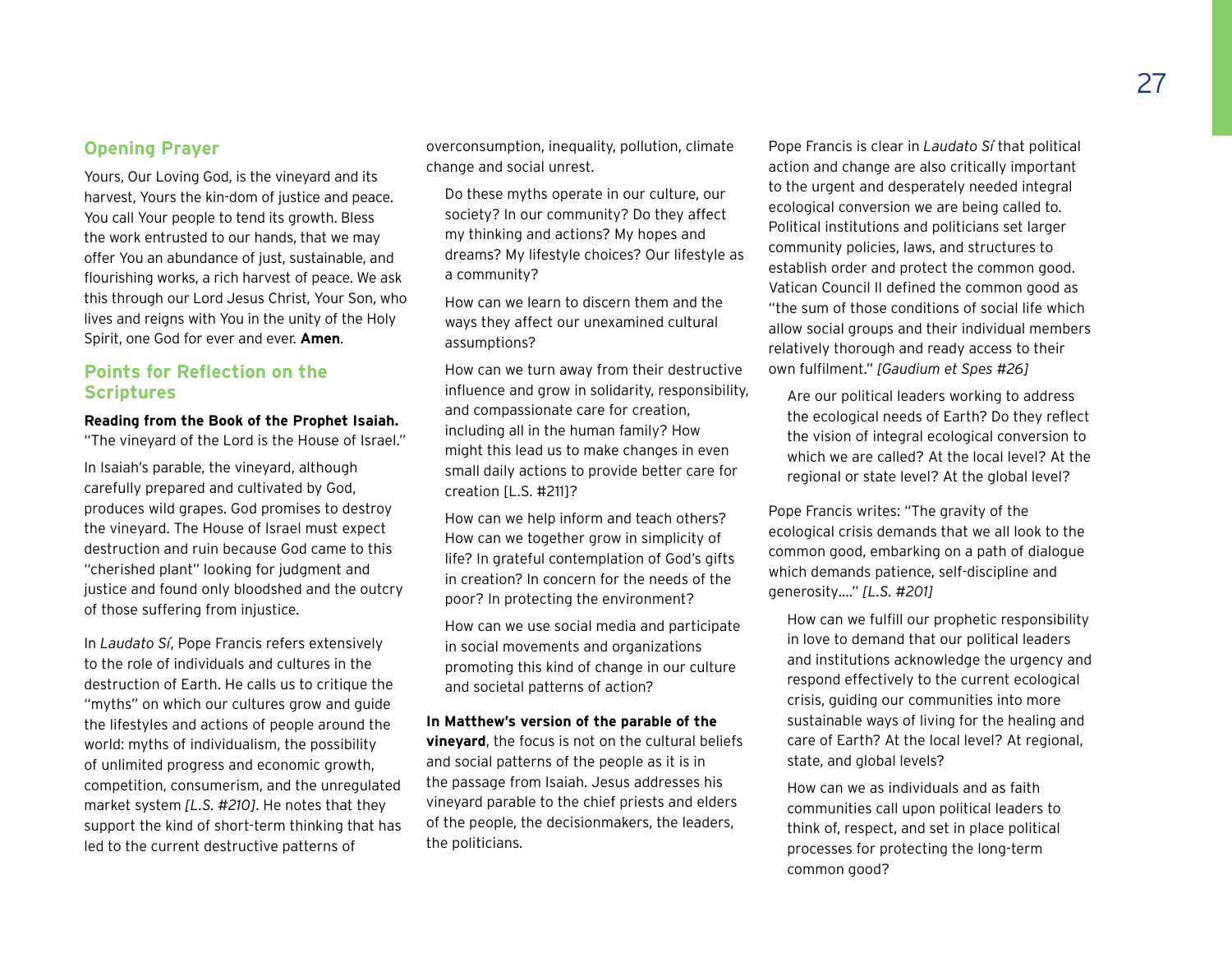## Opening Prayer

Yours, Our Loving God, is the vineyard and its harvest, Yours the kin-dom of justice and peace. You call Your people to tend its growth. Bless the work entrusted to our hands, that we may offer You an abundance of just, sustainable, and flourishing works, a rich harvest of peace. We ask this through our Lord Jesus Christ, Your Son, who lives and reigns with You in the unity of the Holy Spirit, one God for ever and ever. **Amen**.

## Points for Reflection on the Scriptures

**Reading from the Book of the Prophet Isaiah.** "The vineyard of the Lord is the House of Israel."

In Isaiah's parable, the vineyard, although carefully prepared and cultivated by God, produces wild grapes. God promises to destroy the vineyard. The House of Israel must expect destruction and ruin because God came to this "cherished plant" looking for judgment and justice and found only bloodshed and the outcry of those suffering from injustice.

In *Laudato Sí*, Pope Francis refers extensively to the role of individuals and cultures in the destruction of Earth. He calls us to critique the "myths" on which our cultures grow and guide the lifestyles and actions of people around the world: myths of individualism, the possibility of unlimited progress and economic growth, competition, consumerism, and the unregulated market system *[L.S. #210]*. He notes that they support the kind of short-term thinking that has led to the current destructive patterns of overconsumption, inequality, pollution, climate change and social unrest.

> Do these myths operate in our culture, our society? In our community? Do they affect my thinking and actions? My hopes and dreams? My lifestyle choices? Our lifestyle as a community?
>
> How can we learn to discern them and the ways they affect our unexamined cultural assumptions?
>
> How can we turn away from their destructive influence and grow in solidarity, responsibility, and compassionate care for creation, including all in the human family? How might this lead us to make changes in even small daily actions to provide better care for creation [L.S. #211]?
>
> How can we help inform and teach others? How can we together grow in simplicity of life? In grateful contemplation of God's gifts in creation? In concern for the needs of the poor? In protecting the environment?
>
> How can we use social media and participate in social movements and organizations promoting this kind of change in our culture and societal patterns of action?

**In Matthew's version of the parable of the vineyard**, the focus is not on the cultural beliefs and social patterns of the people as it is in the passage from Isaiah. Jesus addresses his vineyard parable to the chief priests and elders of the people, the decisionmakers, the leaders, the politicians.

Pope Francis is clear in *Laudato Sí* that political action and change are also critically important to the urgent and desperately needed integral ecological conversion we are being called to. Political institutions and politicians set larger community policies, laws, and structures to establish order and protect the common good. Vatican Council II defined the common good as "the sum of those conditions of social life which allow social groups and their individual members relatively thorough and ready access to their own fulfilment." *[Gaudium et Spes #26]*

> Are our political leaders working to address the ecological needs of Earth? Do they reflect the vision of integral ecological conversion to which we are called? At the local level? At the regional or state level? At the global level?

Pope Francis writes: "The gravity of the ecological crisis demands that we all look to the common good, embarking on a path of dialogue which demands patience, self-discipline and generosity...." *[L.S. #201]*

> How can we fulfill our prophetic responsibility in love to demand that our political leaders and institutions acknowledge the urgency and respond effectively to the current ecological crisis, guiding our communities into more sustainable ways of living for the healing and care of Earth? At the local level? At regional, state, and global levels?
>
> How can we as individuals and as faith communities call upon political leaders to think of, respect, and set in place political processes for protecting the long-term common good?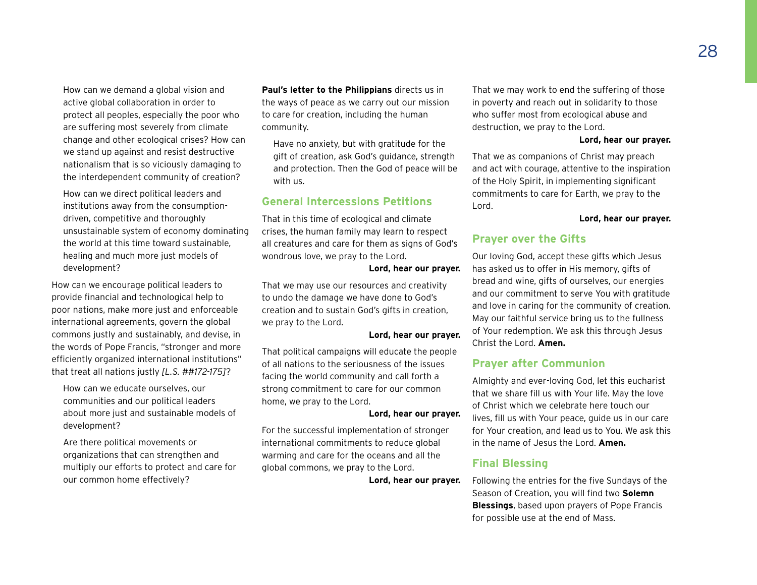How can we demand a global vision and active global collaboration in order to protect all peoples, especially the poor who are suffering most severely from climate change and other ecological crises? How can we stand up against and resist destructive nationalism that is so viciously damaging to the interdependent community of creation?

How can we direct political leaders and institutions away from the consumption-driven, competitive and thoroughly unsustainable system of economy dominating the world at this time toward sustainable, healing and much more just models of development?

How can we encourage political leaders to provide financial and technological help to poor nations, make more just and enforceable international agreements, govern the global commons justly and sustainably, and devise, in the words of Pope Francis, "stronger and more efficiently organized international institutions" that treat all nations justly *[L.S. ##172-175]*?

How can we educate ourselves, our communities and our political leaders about more just and sustainable models of development?

Are there political movements or organizations that can strengthen and multiply our efforts to protect and care for our common home effectively?

**Paul's letter to the Philippians** directs us in the ways of peace as we carry out our mission to care for creation, including the human community.

Have no anxiety, but with gratitude for the gift of creation, ask God's guidance, strength and protection. Then the God of peace will be with us.

## General Intercessions Petitions

That in this time of ecological and climate crises, the human family may learn to respect all creatures and care for them as signs of God's wondrous love, we pray to the Lord.

**Lord, hear our prayer.**

That we may use our resources and creativity to undo the damage we have done to God's creation and to sustain God's gifts in creation, we pray to the Lord.

**Lord, hear our prayer.**

That political campaigns will educate the people of all nations to the seriousness of the issues facing the world community and call forth a strong commitment to care for our common home, we pray to the Lord.

**Lord, hear our prayer.**

For the successful implementation of stronger international commitments to reduce global warming and care for the oceans and all the global commons, we pray to the Lord.

**Lord, hear our prayer.**

That we may work to end the suffering of those in poverty and reach out in solidarity to those who suffer most from ecological abuse and destruction, we pray to the Lord.

**Lord, hear our prayer.**

That we as companions of Christ may preach and act with courage, attentive to the inspiration of the Holy Spirit, in implementing significant commitments to care for Earth, we pray to the Lord.

**Lord, hear our prayer.**

## Prayer over the Gifts

Our loving God, accept these gifts which Jesus has asked us to offer in His memory, gifts of bread and wine, gifts of ourselves, our energies and our commitment to serve You with gratitude and love in caring for the community of creation. May our faithful service bring us to the fullness of Your redemption. We ask this through Jesus Christ the Lord. **Amen.**

## Prayer after Communion

Almighty and ever-loving God, let this eucharist that we share fill us with Your life. May the love of Christ which we celebrate here touch our lives, fill us with Your peace, guide us in our care for Your creation, and lead us to You. We ask this in the name of Jesus the Lord. **Amen.**

## Final Blessing

Following the entries for the five Sundays of the Season of Creation, you will find two **Solemn Blessings**, based upon prayers of Pope Francis for possible use at the end of Mass.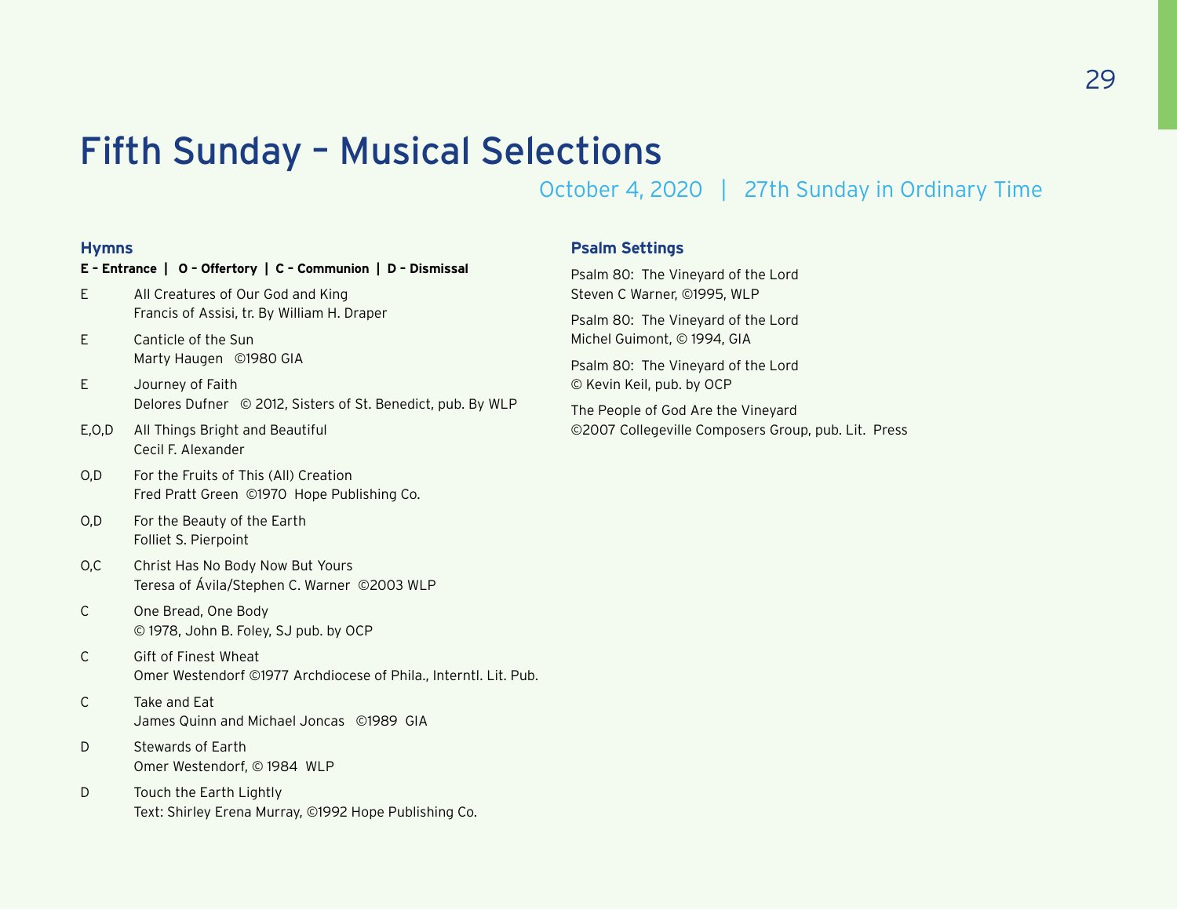# Fifth Sunday – Musical Selections

October 4, 2020 | 27th Sunday in Ordinary Time

### Hymns

**E – Entrance | O – Offertory | C – Communion | D – Dismissal**

E — All Creatures of Our God and King
Francis of Assisi, tr. By William H. Draper

E — Canticle of the Sun
Marty Haugen ©1980 GIA

E — Journey of Faith
Delores Dufner © 2012, Sisters of St. Benedict, pub. By WLP

E,O,D — All Things Bright and Beautiful
Cecil F. Alexander

O,D — For the Fruits of This (All) Creation
Fred Pratt Green ©1970 Hope Publishing Co.

O,D — For the Beauty of the Earth
Folliet S. Pierpoint

O,C — Christ Has No Body Now But Yours
Teresa of Ávila/Stephen C. Warner ©2003 WLP

C — One Bread, One Body
© 1978, John B. Foley, SJ pub. by OCP

C — Gift of Finest Wheat
Omer Westendorf ©1977 Archdiocese of Phila., Interntl. Lit. Pub.

C — Take and Eat
James Quinn and Michael Joncas ©1989 GIA

D — Stewards of Earth
Omer Westendorf, © 1984 WLP

D — Touch the Earth Lightly
Text: Shirley Erena Murray, ©1992 Hope Publishing Co.

### Psalm Settings

Psalm 80: The Vineyard of the Lord
Steven C Warner, ©1995, WLP

Psalm 80: The Vineyard of the Lord
Michel Guimont, © 1994, GIA

Psalm 80: The Vineyard of the Lord
© Kevin Keil, pub. by OCP

The People of God Are the Vineyard
©2007 Collegeville Composers Group, pub. Lit. Press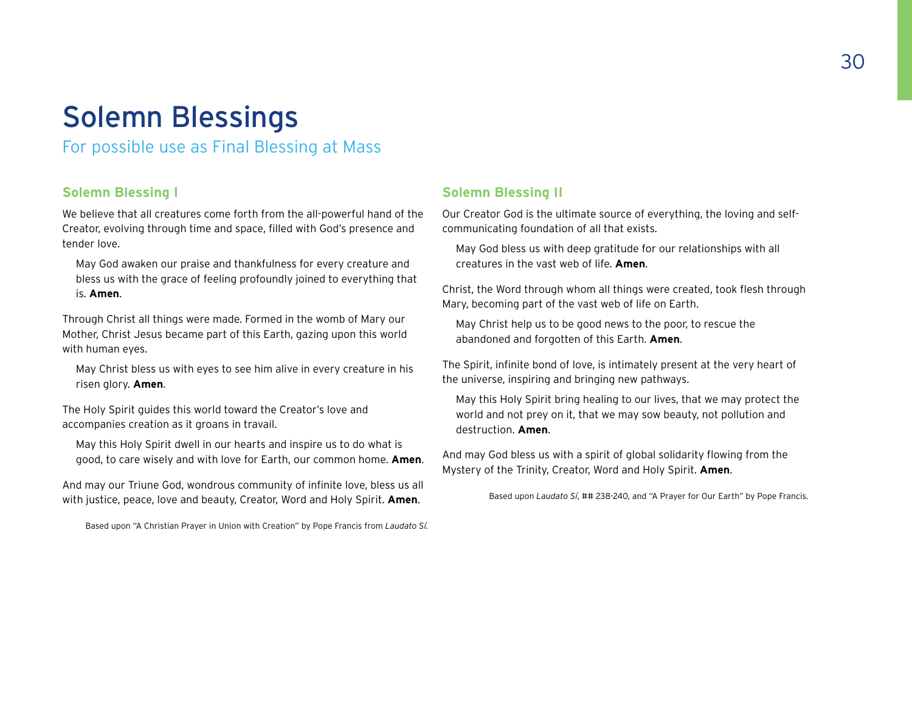# Solemn Blessings

For possible use as Final Blessing at Mass

## Solemn Blessing I

We believe that all creatures come forth from the all-powerful hand of the Creator, evolving through time and space, filled with God's presence and tender love.

May God awaken our praise and thankfulness for every creature and bless us with the grace of feeling profoundly joined to everything that is. **Amen**.

Through Christ all things were made. Formed in the womb of Mary our Mother, Christ Jesus became part of this Earth, gazing upon this world with human eyes.

May Christ bless us with eyes to see him alive in every creature in his risen glory. **Amen**.

The Holy Spirit guides this world toward the Creator's love and accompanies creation as it groans in travail.

May this Holy Spirit dwell in our hearts and inspire us to do what is good, to care wisely and with love for Earth, our common home. **Amen**.

And may our Triune God, wondrous community of infinite love, bless us all with justice, peace, love and beauty, Creator, Word and Holy Spirit. **Amen**.

Based upon "A Christian Prayer in Union with Creation" by Pope Francis from *Laudato Sí*.

## Solemn Blessing II

Our Creator God is the ultimate source of everything, the loving and self-communicating foundation of all that exists.

May God bless us with deep gratitude for our relationships with all creatures in the vast web of life. **Amen**.

Christ, the Word through whom all things were created, took flesh through Mary, becoming part of the vast web of life on Earth.

May Christ help us to be good news to the poor, to rescue the abandoned and forgotten of this Earth. **Amen**.

The Spirit, infinite bond of love, is intimately present at the very heart of the universe, inspiring and bringing new pathways.

May this Holy Spirit bring healing to our lives, that we may protect the world and not prey on it, that we may sow beauty, not pollution and destruction. **Amen**.

And may God bless us with a spirit of global solidarity flowing from the Mystery of the Trinity, Creator, Word and Holy Spirit. **Amen**.

Based upon *Laudato Sí*, ## 238-240, and "A Prayer for Our Earth" by Pope Francis.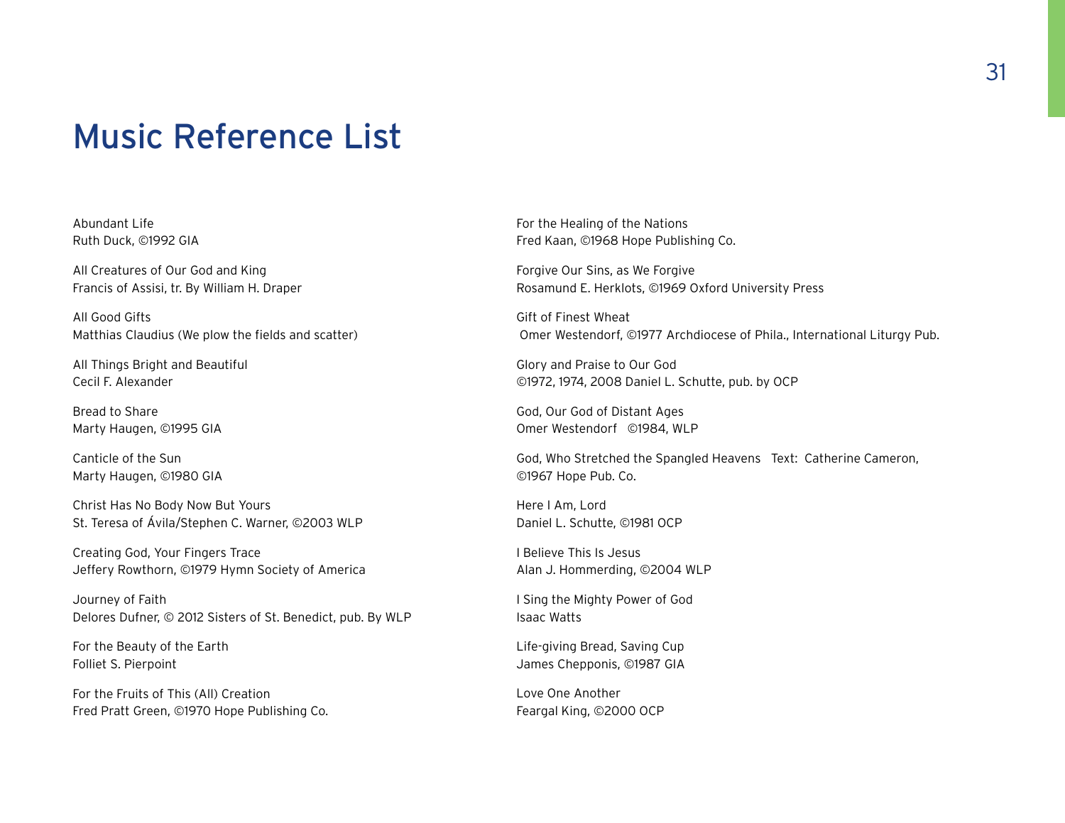# Music Reference List

Abundant Life
Ruth Duck, ©1992 GIA

All Creatures of Our God and King
Francis of Assisi, tr. By William H. Draper

All Good Gifts
Matthias Claudius (We plow the fields and scatter)

All Things Bright and Beautiful
Cecil F. Alexander

Bread to Share
Marty Haugen, ©1995 GIA

Canticle of the Sun
Marty Haugen, ©1980 GIA

Christ Has No Body Now But Yours
St. Teresa of Ávila/Stephen C. Warner, ©2003 WLP

Creating God, Your Fingers Trace
Jeffery Rowthorn, ©1979 Hymn Society of America

Journey of Faith
Delores Dufner, © 2012 Sisters of St. Benedict, pub. By WLP

For the Beauty of the Earth
Folliet S. Pierpoint

For the Fruits of This (All) Creation
Fred Pratt Green, ©1970 Hope Publishing Co.

For the Healing of the Nations
Fred Kaan, ©1968 Hope Publishing Co.

Forgive Our Sins, as We Forgive
Rosamund E. Herklots, ©1969 Oxford University Press

Gift of Finest Wheat
Omer Westendorf, ©1977 Archdiocese of Phila., International Liturgy Pub.

Glory and Praise to Our God
©1972, 1974, 2008 Daniel L. Schutte, pub. by OCP

God, Our God of Distant Ages
Omer Westendorf ©1984, WLP

God, Who Stretched the Spangled Heavens Text: Catherine Cameron, ©1967 Hope Pub. Co.

Here I Am, Lord
Daniel L. Schutte, ©1981 OCP

I Believe This Is Jesus
Alan J. Hommerding, ©2004 WLP

I Sing the Mighty Power of God
Isaac Watts

Life-giving Bread, Saving Cup
James Chepponis, ©1987 GIA

Love One Another
Feargal King, ©2000 OCP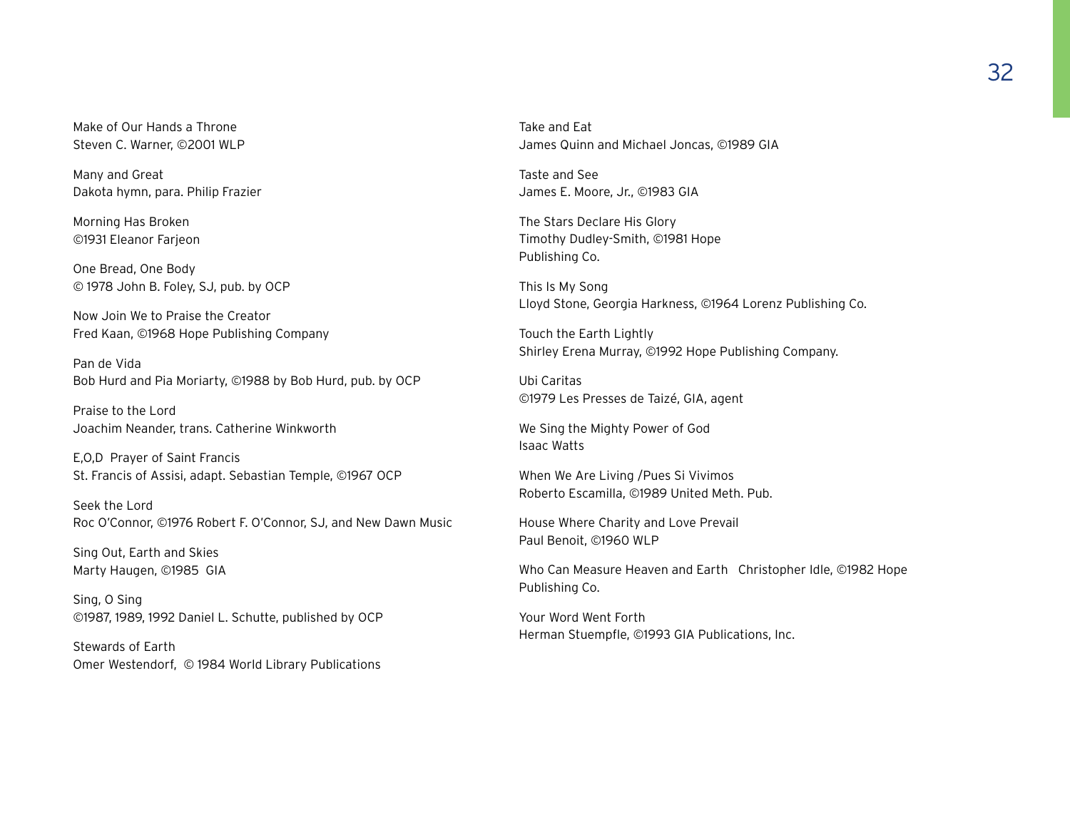Make of Our Hands a Throne
Steven C. Warner, ©2001 WLP

Many and Great
Dakota hymn, para. Philip Frazier

Morning Has Broken
©1931 Eleanor Farjeon

One Bread, One Body
© 1978 John B. Foley, SJ, pub. by OCP

Now Join We to Praise the Creator
Fred Kaan, ©1968 Hope Publishing Company

Pan de Vida
Bob Hurd and Pia Moriarty, ©1988 by Bob Hurd, pub. by OCP

Praise to the Lord
Joachim Neander, trans. Catherine Winkworth

E,O,D Prayer of Saint Francis
St. Francis of Assisi, adapt. Sebastian Temple, ©1967 OCP

Seek the Lord
Roc O'Connor, ©1976 Robert F. O'Connor, SJ, and New Dawn Music

Sing Out, Earth and Skies
Marty Haugen, ©1985 GIA

Sing, O Sing
©1987, 1989, 1992 Daniel L. Schutte, published by OCP

Stewards of Earth
Omer Westendorf, © 1984 World Library Publications

Take and Eat
James Quinn and Michael Joncas, ©1989 GIA

Taste and See
James E. Moore, Jr., ©1983 GIA

The Stars Declare His Glory
Timothy Dudley-Smith, ©1981 Hope Publishing Co.

This Is My Song
Lloyd Stone, Georgia Harkness, ©1964 Lorenz Publishing Co.

Touch the Earth Lightly
Shirley Erena Murray, ©1992 Hope Publishing Company.

Ubi Caritas
©1979 Les Presses de Taizé, GIA, agent

We Sing the Mighty Power of God
Isaac Watts

When We Are Living /Pues Si Vivimos
Roberto Escamilla, ©1989 United Meth. Pub.

House Where Charity and Love Prevail
Paul Benoit, ©1960 WLP

Who Can Measure Heaven and Earth Christopher Idle, ©1982 Hope Publishing Co.

Your Word Went Forth
Herman Stuempfle, ©1993 GIA Publications, Inc.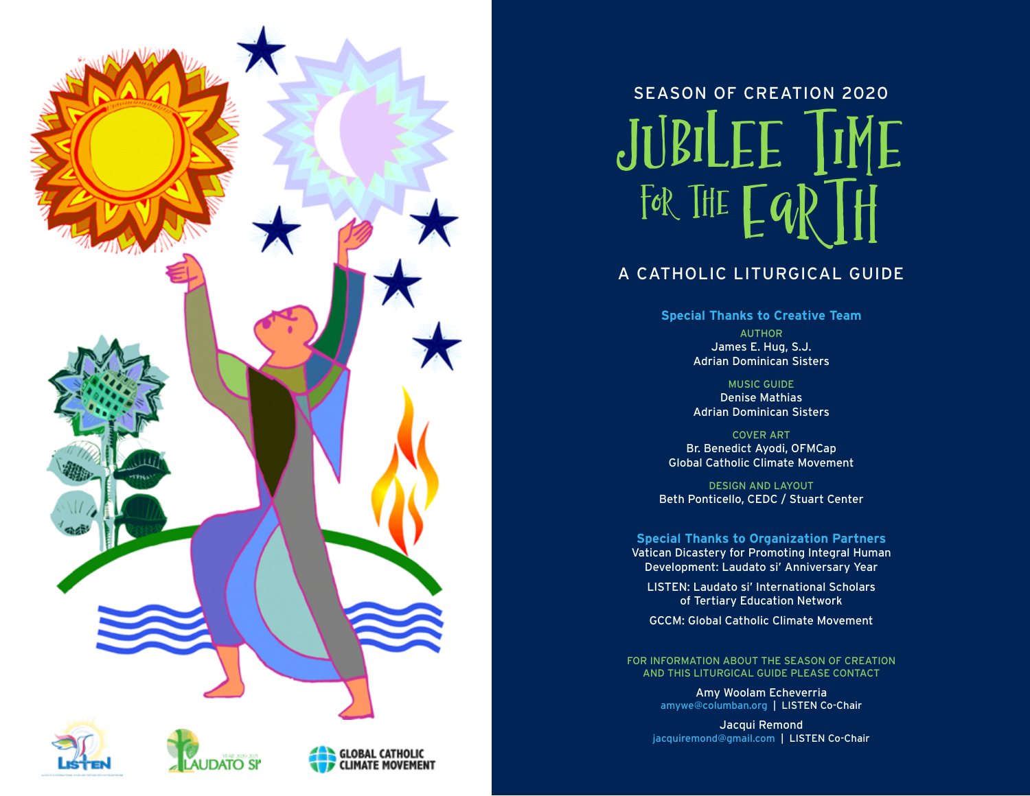SEASON OF CREATION 2020

# JUBILEE TIME FOR THE EARTH

## A CATHOLIC LITURGICAL GUIDE

### Special Thanks to Creative Team

AUTHOR
James E. Hug, S.J.
Adrian Dominican Sisters

MUSIC GUIDE
Denise Mathias
Adrian Dominican Sisters

COVER ART
Br. Benedict Ayodi, OFMCap
Global Catholic Climate Movement

DESIGN AND LAYOUT
Beth Ponticello, CEDC / Stuart Center

### Special Thanks to Organization Partners

Vatican Dicastery for Promoting Integral Human Development: Laudato si' Anniversary Year

LISTEN: Laudato si' International Scholars of Tertiary Education Network

GCCM: Global Catholic Climate Movement

FOR INFORMATION ABOUT THE SEASON OF CREATION AND THIS LITURGICAL GUIDE PLEASE CONTACT

Amy Woolam Echeverria
amywe@columban.org | LISTEN Co-Chair

Jacqui Remond
jacquiremond@gmail.com | LISTEN Co-Chair

LISTEN

LAUDATO SI'

GLOBAL CATHOLIC CLIMATE MOVEMENT